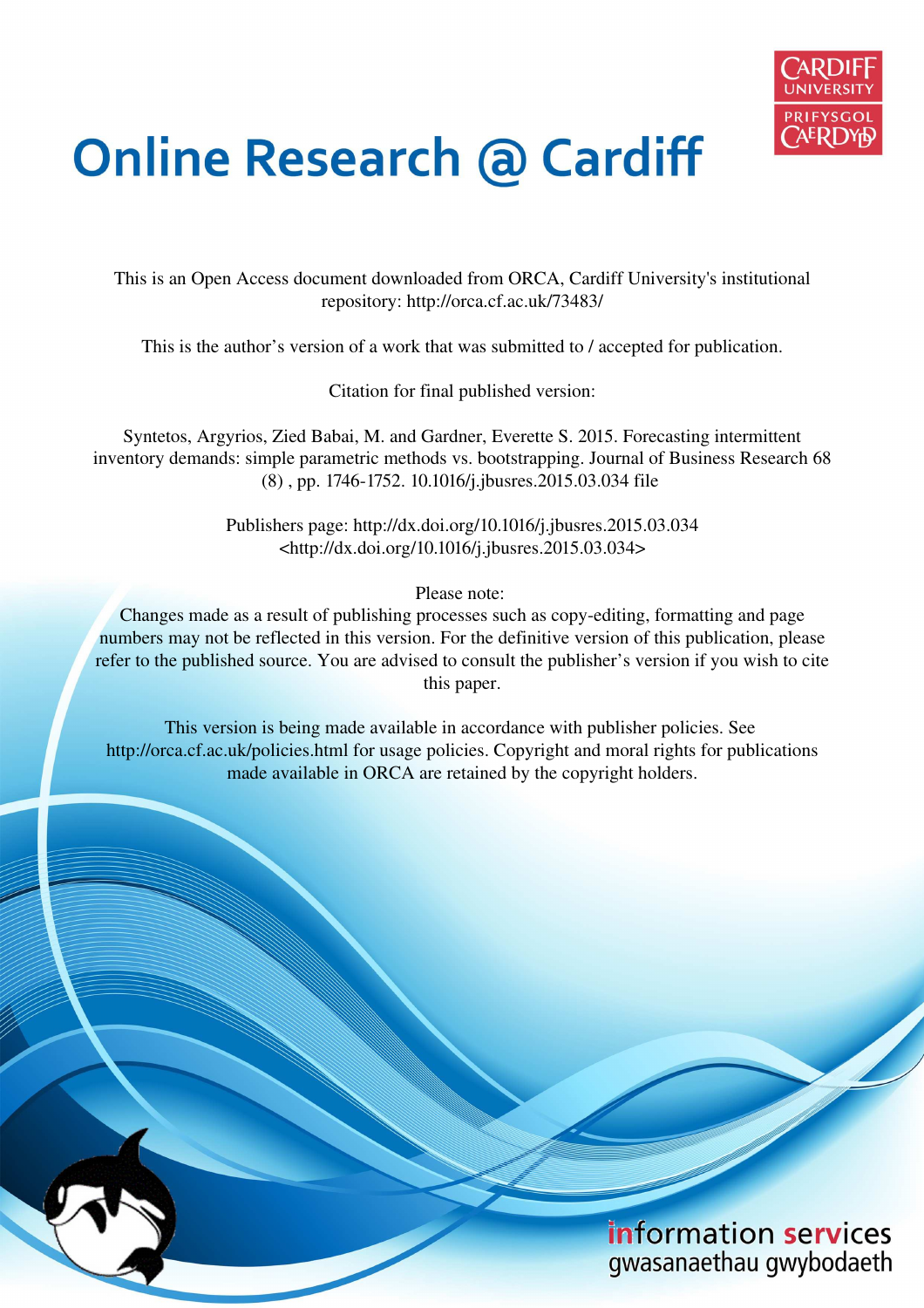# Online Research @ Cardiff

This is an Open Access document downloaded from ORCA, Cardiff University's institutional repository: http://orca.cf.ac.uk/73483/

This is the author's version of a work that was submitted to / accepted for publication.

Citation for final published version:

Syntetos, Argyrios, Zied Babai, M. and Gardner, Everette S. 2015. Forecasting intermittent inventory demands: simple parametric methods vs. bootstrapping. Journal of Business Research 68 (8) , pp. 1746-1752. 10.1016/j.jbusres.2015.03.034 file

Publishers page: http://dx.doi.org/10.1016/j.jbusres.2015.03.034 <http://dx.doi.org/10.1016/j.jbusres.2015.03.034>

Please note:
Changes made as a result of publishing processes such as copy-editing, formatting and page numbers may not be reflected in this version. For the definitive version of this publication, please refer to the published source. You are advised to consult the publisher's version if you wish to cite this paper.

This version is being made available in accordance with publisher policies. See http://orca.cf.ac.uk/policies.html for usage policies. Copyright and moral rights for publications made available in ORCA are retained by the copyright holders.

information services
gwasanaethau gwybodaeth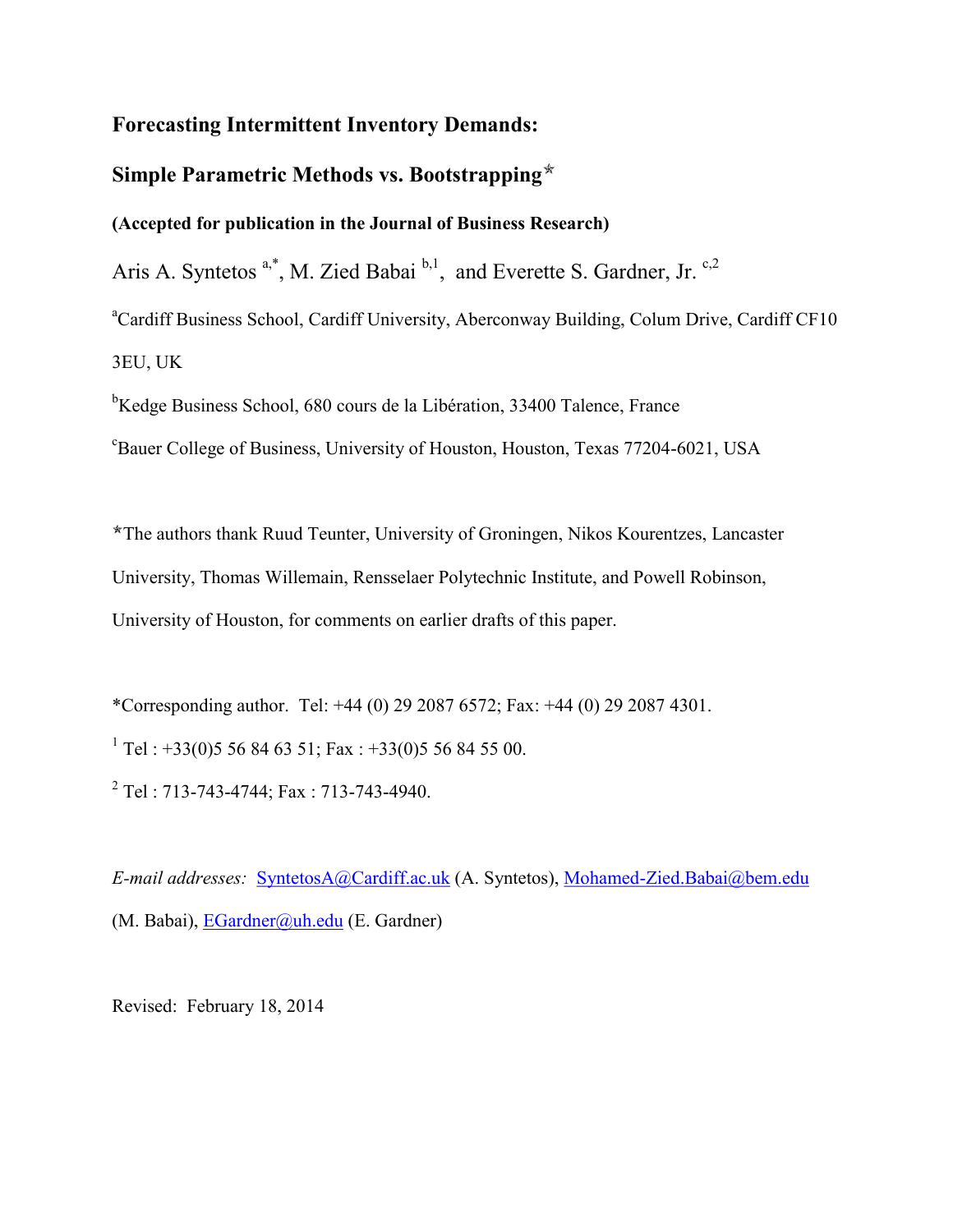# Forecasting Intermittent Inventory Demands:

# Simple Parametric Methods vs. Bootstrapping☆

**(Accepted for publication in the Journal of Business Research)**

Aris A. Syntetos [a,*], M. Zied Babai [b,1], and Everette S. Gardner, Jr. [c,2]

[a]Cardiff Business School, Cardiff University, Aberconway Building, Colum Drive, Cardiff CF10 3EU, UK

[b]Kedge Business School, 680 cours de la Libération, 33400 Talence, France

[c]Bauer College of Business, University of Houston, Houston, Texas 77204-6021, USA

☆The authors thank Ruud Teunter, University of Groningen, Nikos Kourentzes, Lancaster University, Thomas Willemain, Rensselaer Polytechnic Institute, and Powell Robinson, University of Houston, for comments on earlier drafts of this paper.

*Corresponding author. Tel: +44 (0) 29 2087 6572; Fax: +44 (0) 29 2087 4301.

[1] Tel : +33(0)5 56 84 63 51; Fax : +33(0)5 56 84 55 00.

[2] Tel : 713-743-4744; Fax : 713-743-4940.

*E-mail addresses:* SyntetosA@Cardiff.ac.uk (A. Syntetos), Mohamed-Zied.Babai@bem.edu (M. Babai), EGardner@uh.edu (E. Gardner)

Revised: February 18, 2014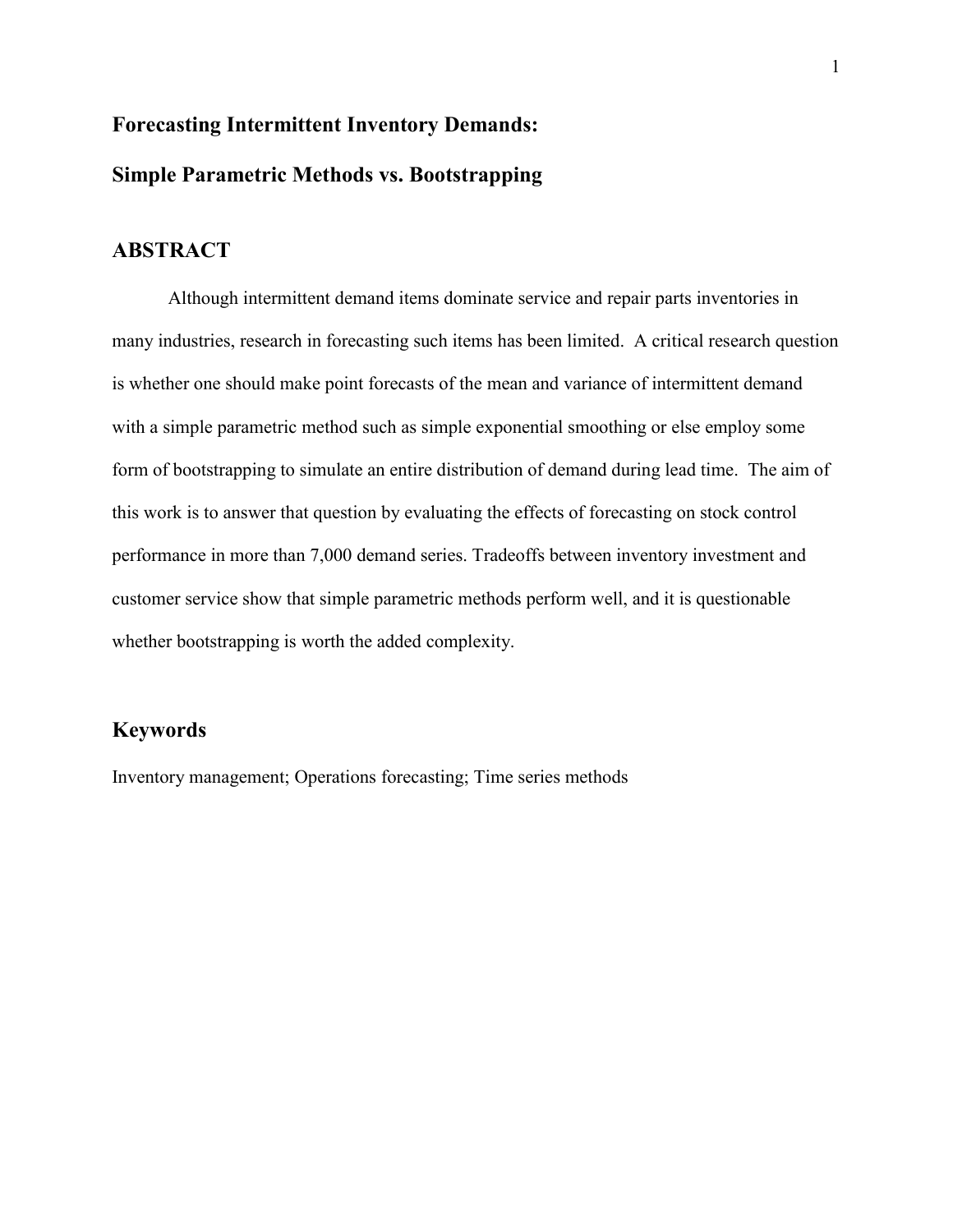# Forecasting Intermittent Inventory Demands:

# Simple Parametric Methods vs. Bootstrapping

## ABSTRACT

Although intermittent demand items dominate service and repair parts inventories in many industries, research in forecasting such items has been limited. A critical research question is whether one should make point forecasts of the mean and variance of intermittent demand with a simple parametric method such as simple exponential smoothing or else employ some form of bootstrapping to simulate an entire distribution of demand during lead time. The aim of this work is to answer that question by evaluating the effects of forecasting on stock control performance in more than 7,000 demand series. Tradeoffs between inventory investment and customer service show that simple parametric methods perform well, and it is questionable whether bootstrapping is worth the added complexity.

## Keywords

Inventory management; Operations forecasting; Time series methods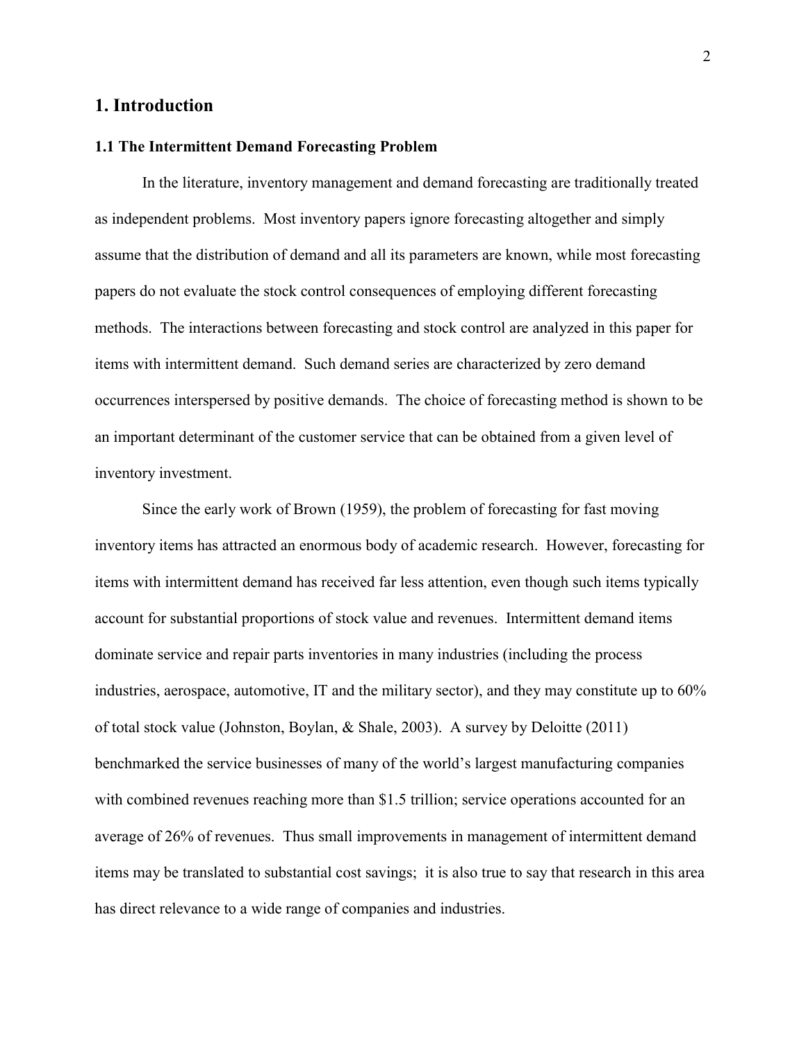# 1. Introduction

## 1.1 The Intermittent Demand Forecasting Problem

In the literature, inventory management and demand forecasting are traditionally treated as independent problems. Most inventory papers ignore forecasting altogether and simply assume that the distribution of demand and all its parameters are known, while most forecasting papers do not evaluate the stock control consequences of employing different forecasting methods. The interactions between forecasting and stock control are analyzed in this paper for items with intermittent demand. Such demand series are characterized by zero demand occurrences interspersed by positive demands. The choice of forecasting method is shown to be an important determinant of the customer service that can be obtained from a given level of inventory investment.

Since the early work of Brown (1959), the problem of forecasting for fast moving inventory items has attracted an enormous body of academic research. However, forecasting for items with intermittent demand has received far less attention, even though such items typically account for substantial proportions of stock value and revenues. Intermittent demand items dominate service and repair parts inventories in many industries (including the process industries, aerospace, automotive, IT and the military sector), and they may constitute up to 60% of total stock value (Johnston, Boylan, & Shale, 2003). A survey by Deloitte (2011) benchmarked the service businesses of many of the world's largest manufacturing companies with combined revenues reaching more than $1.5 trillion; service operations accounted for an average of 26% of revenues. Thus small improvements in management of intermittent demand items may be translated to substantial cost savings; it is also true to say that research in this area has direct relevance to a wide range of companies and industries.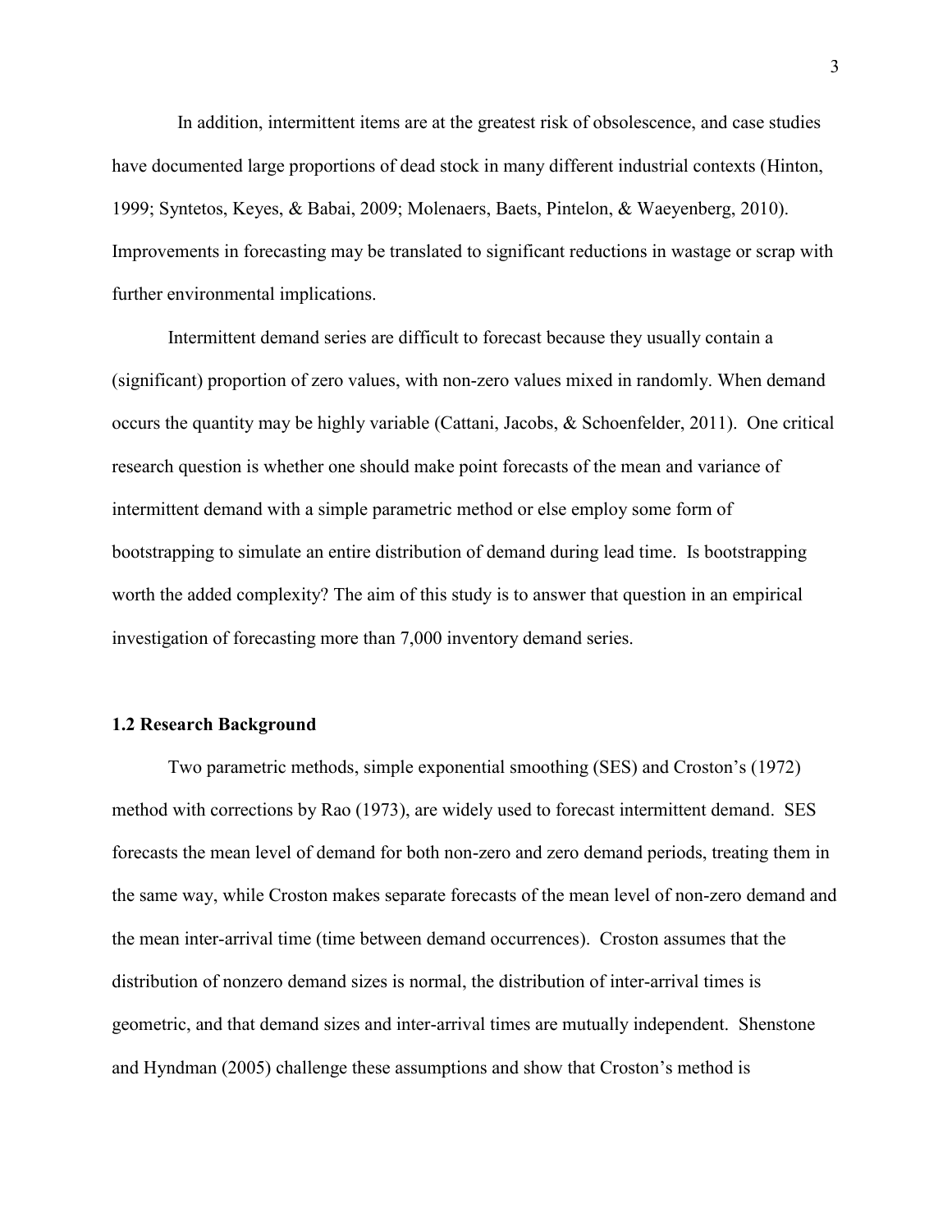In addition, intermittent items are at the greatest risk of obsolescence, and case studies have documented large proportions of dead stock in many different industrial contexts (Hinton, 1999; Syntetos, Keyes, & Babai, 2009; Molenaers, Baets, Pintelon, & Waeyenberg, 2010). Improvements in forecasting may be translated to significant reductions in wastage or scrap with further environmental implications.

Intermittent demand series are difficult to forecast because they usually contain a (significant) proportion of zero values, with non-zero values mixed in randomly. When demand occurs the quantity may be highly variable (Cattani, Jacobs, & Schoenfelder, 2011). One critical research question is whether one should make point forecasts of the mean and variance of intermittent demand with a simple parametric method or else employ some form of bootstrapping to simulate an entire distribution of demand during lead time. Is bootstrapping worth the added complexity? The aim of this study is to answer that question in an empirical investigation of forecasting more than 7,000 inventory demand series.

### 1.2 Research Background

Two parametric methods, simple exponential smoothing (SES) and Croston's (1972) method with corrections by Rao (1973), are widely used to forecast intermittent demand. SES forecasts the mean level of demand for both non-zero and zero demand periods, treating them in the same way, while Croston makes separate forecasts of the mean level of non-zero demand and the mean inter-arrival time (time between demand occurrences). Croston assumes that the distribution of nonzero demand sizes is normal, the distribution of inter-arrival times is geometric, and that demand sizes and inter-arrival times are mutually independent. Shenstone and Hyndman (2005) challenge these assumptions and show that Croston's method is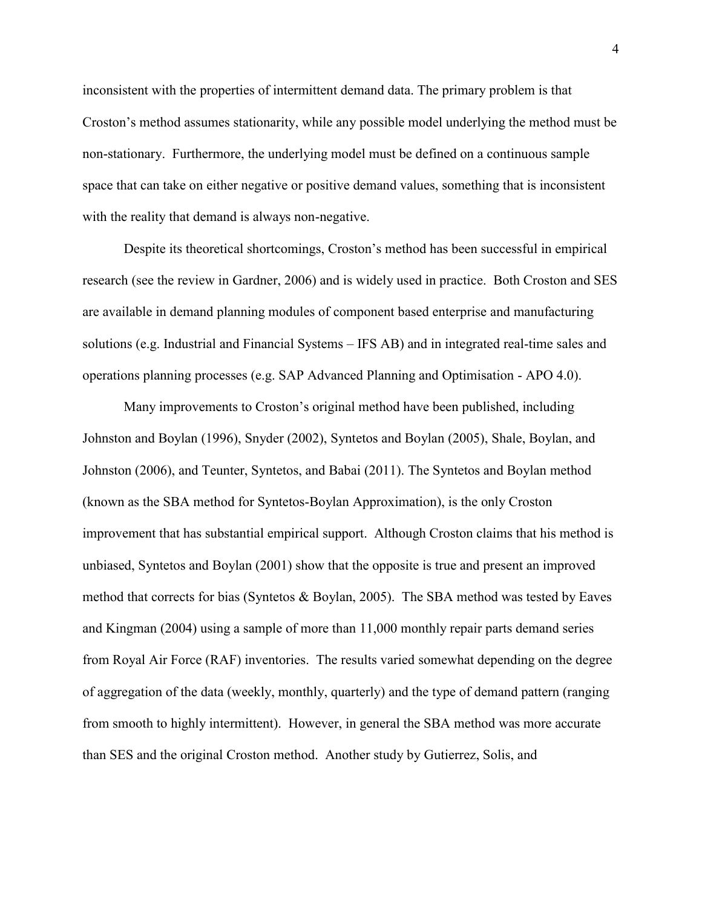inconsistent with the properties of intermittent demand data. The primary problem is that Croston's method assumes stationarity, while any possible model underlying the method must be non-stationary. Furthermore, the underlying model must be defined on a continuous sample space that can take on either negative or positive demand values, something that is inconsistent with the reality that demand is always non-negative.

Despite its theoretical shortcomings, Croston's method has been successful in empirical research (see the review in Gardner, 2006) and is widely used in practice. Both Croston and SES are available in demand planning modules of component based enterprise and manufacturing solutions (e.g. Industrial and Financial Systems – IFS AB) and in integrated real-time sales and operations planning processes (e.g. SAP Advanced Planning and Optimisation - APO 4.0).

Many improvements to Croston's original method have been published, including Johnston and Boylan (1996), Snyder (2002), Syntetos and Boylan (2005), Shale, Boylan, and Johnston (2006), and Teunter, Syntetos, and Babai (2011). The Syntetos and Boylan method (known as the SBA method for Syntetos-Boylan Approximation), is the only Croston improvement that has substantial empirical support. Although Croston claims that his method is unbiased, Syntetos and Boylan (2001) show that the opposite is true and present an improved method that corrects for bias (Syntetos & Boylan, 2005). The SBA method was tested by Eaves and Kingman (2004) using a sample of more than 11,000 monthly repair parts demand series from Royal Air Force (RAF) inventories. The results varied somewhat depending on the degree of aggregation of the data (weekly, monthly, quarterly) and the type of demand pattern (ranging from smooth to highly intermittent). However, in general the SBA method was more accurate than SES and the original Croston method. Another study by Gutierrez, Solis, and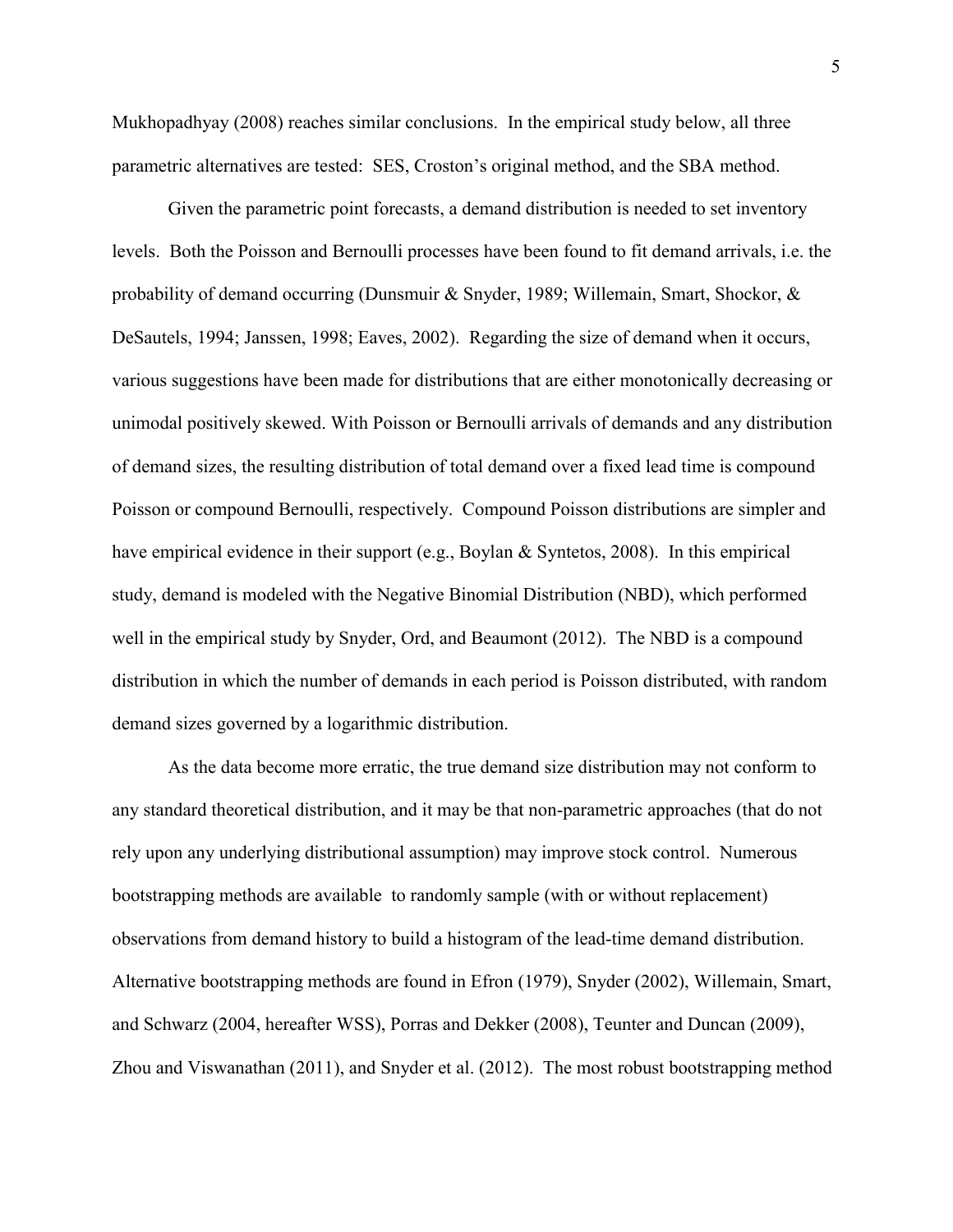Mukhopadhyay (2008) reaches similar conclusions. In the empirical study below, all three parametric alternatives are tested: SES, Croston's original method, and the SBA method.

Given the parametric point forecasts, a demand distribution is needed to set inventory levels. Both the Poisson and Bernoulli processes have been found to fit demand arrivals, i.e. the probability of demand occurring (Dunsmuir & Snyder, 1989; Willemain, Smart, Shockor, & DeSautels, 1994; Janssen, 1998; Eaves, 2002). Regarding the size of demand when it occurs, various suggestions have been made for distributions that are either monotonically decreasing or unimodal positively skewed. With Poisson or Bernoulli arrivals of demands and any distribution of demand sizes, the resulting distribution of total demand over a fixed lead time is compound Poisson or compound Bernoulli, respectively. Compound Poisson distributions are simpler and have empirical evidence in their support (e.g., Boylan & Syntetos, 2008). In this empirical study, demand is modeled with the Negative Binomial Distribution (NBD), which performed well in the empirical study by Snyder, Ord, and Beaumont (2012). The NBD is a compound distribution in which the number of demands in each period is Poisson distributed, with random demand sizes governed by a logarithmic distribution.

As the data become more erratic, the true demand size distribution may not conform to any standard theoretical distribution, and it may be that non-parametric approaches (that do not rely upon any underlying distributional assumption) may improve stock control. Numerous bootstrapping methods are available to randomly sample (with or without replacement) observations from demand history to build a histogram of the lead-time demand distribution. Alternative bootstrapping methods are found in Efron (1979), Snyder (2002), Willemain, Smart, and Schwarz (2004, hereafter WSS), Porras and Dekker (2008), Teunter and Duncan (2009), Zhou and Viswanathan (2011), and Snyder et al. (2012). The most robust bootstrapping method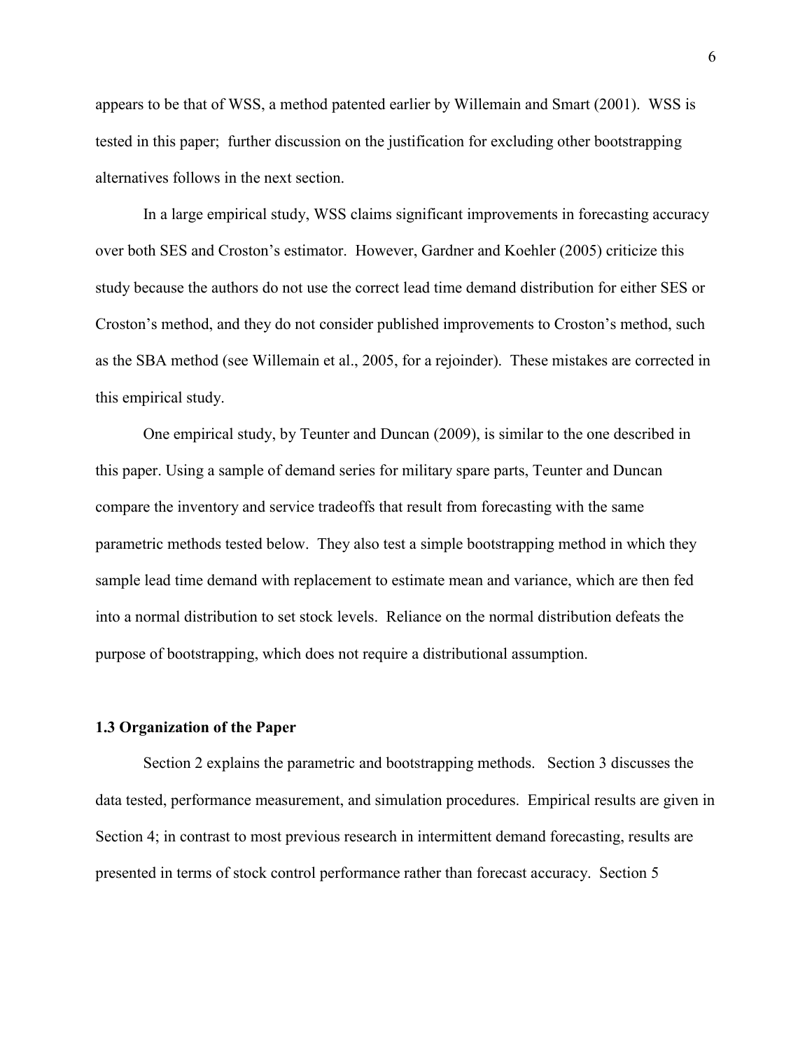appears to be that of WSS, a method patented earlier by Willemain and Smart (2001). WSS is tested in this paper; further discussion on the justification for excluding other bootstrapping alternatives follows in the next section.

In a large empirical study, WSS claims significant improvements in forecasting accuracy over both SES and Croston's estimator. However, Gardner and Koehler (2005) criticize this study because the authors do not use the correct lead time demand distribution for either SES or Croston's method, and they do not consider published improvements to Croston's method, such as the SBA method (see Willemain et al., 2005, for a rejoinder). These mistakes are corrected in this empirical study.

One empirical study, by Teunter and Duncan (2009), is similar to the one described in this paper. Using a sample of demand series for military spare parts, Teunter and Duncan compare the inventory and service tradeoffs that result from forecasting with the same parametric methods tested below. They also test a simple bootstrapping method in which they sample lead time demand with replacement to estimate mean and variance, which are then fed into a normal distribution to set stock levels. Reliance on the normal distribution defeats the purpose of bootstrapping, which does not require a distributional assumption.

### 1.3 Organization of the Paper

Section 2 explains the parametric and bootstrapping methods. Section 3 discusses the data tested, performance measurement, and simulation procedures. Empirical results are given in Section 4; in contrast to most previous research in intermittent demand forecasting, results are presented in terms of stock control performance rather than forecast accuracy. Section 5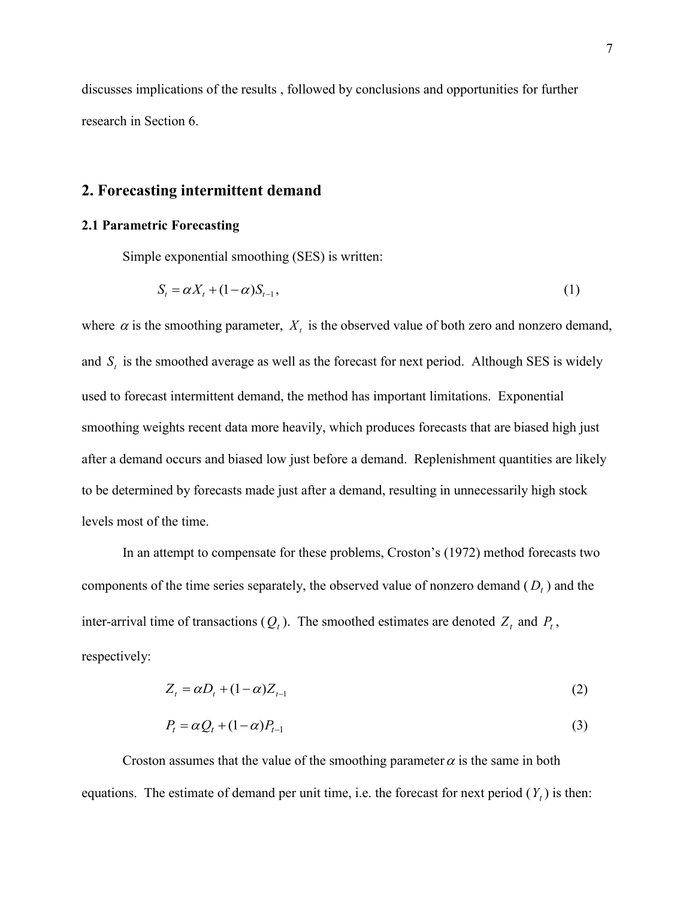discusses implications of the results , followed by conclusions and opportunities for further research in Section 6.

## 2. Forecasting intermittent demand

### 2.1 Parametric Forecasting

Simple exponential smoothing (SES) is written:

$$S_t = \alpha X_t + (1-\alpha)S_{t-1}, \tag{1}$$

where $\alpha$ is the smoothing parameter, $X_t$ is the observed value of both zero and nonzero demand, and $S_t$ is the smoothed average as well as the forecast for next period. Although SES is widely used to forecast intermittent demand, the method has important limitations. Exponential smoothing weights recent data more heavily, which produces forecasts that are biased high just after a demand occurs and biased low just before a demand. Replenishment quantities are likely to be determined by forecasts made just after a demand, resulting in unnecessarily high stock levels most of the time.

In an attempt to compensate for these problems, Croston's (1972) method forecasts two components of the time series separately, the observed value of nonzero demand ($D_t$) and the inter-arrival time of transactions ($Q_t$). The smoothed estimates are denoted $Z_t$ and $P_t$, respectively:

$$Z_t = \alpha D_t + (1-\alpha)Z_{t-1} \tag{2}$$

$$P_t = \alpha Q_t + (1-\alpha)P_{t-1} \tag{3}$$

Croston assumes that the value of the smoothing parameter $\alpha$ is the same in both equations. The estimate of demand per unit time, i.e. the forecast for next period ($Y_t$) is then: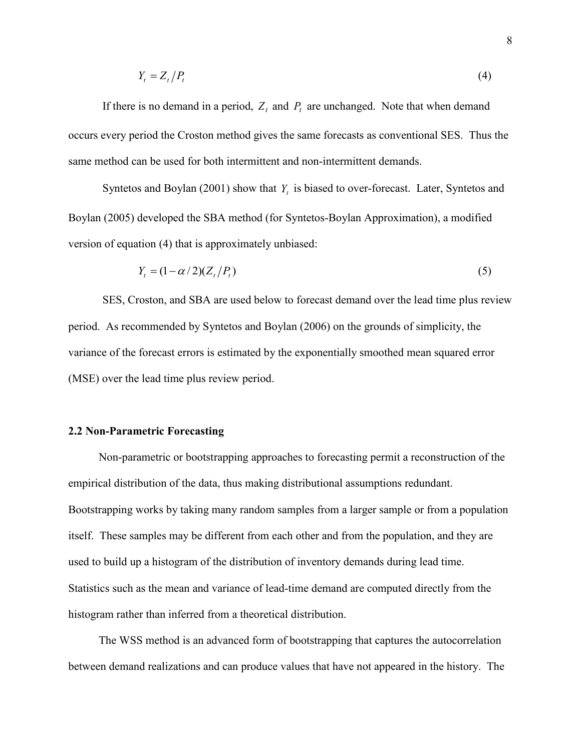$$Y_t = Z_t / P_t \tag{4}$$

If there is no demand in a period, $Z_t$ and $P_t$ are unchanged. Note that when demand occurs every period the Croston method gives the same forecasts as conventional SES. Thus the same method can be used for both intermittent and non-intermittent demands.

Syntetos and Boylan (2001) show that $Y_t$ is biased to over-forecast. Later, Syntetos and Boylan (2005) developed the SBA method (for Syntetos-Boylan Approximation), a modified version of equation (4) that is approximately unbiased:

$$Y_t = (1 - \alpha / 2)(Z_t / P_t) \tag{5}$$

SES, Croston, and SBA are used below to forecast demand over the lead time plus review period. As recommended by Syntetos and Boylan (2006) on the grounds of simplicity, the variance of the forecast errors is estimated by the exponentially smoothed mean squared error (MSE) over the lead time plus review period.

### 2.2 Non-Parametric Forecasting

Non-parametric or bootstrapping approaches to forecasting permit a reconstruction of the empirical distribution of the data, thus making distributional assumptions redundant. Bootstrapping works by taking many random samples from a larger sample or from a population itself. These samples may be different from each other and from the population, and they are used to build up a histogram of the distribution of inventory demands during lead time. Statistics such as the mean and variance of lead-time demand are computed directly from the histogram rather than inferred from a theoretical distribution.

The WSS method is an advanced form of bootstrapping that captures the autocorrelation between demand realizations and can produce values that have not appeared in the history. The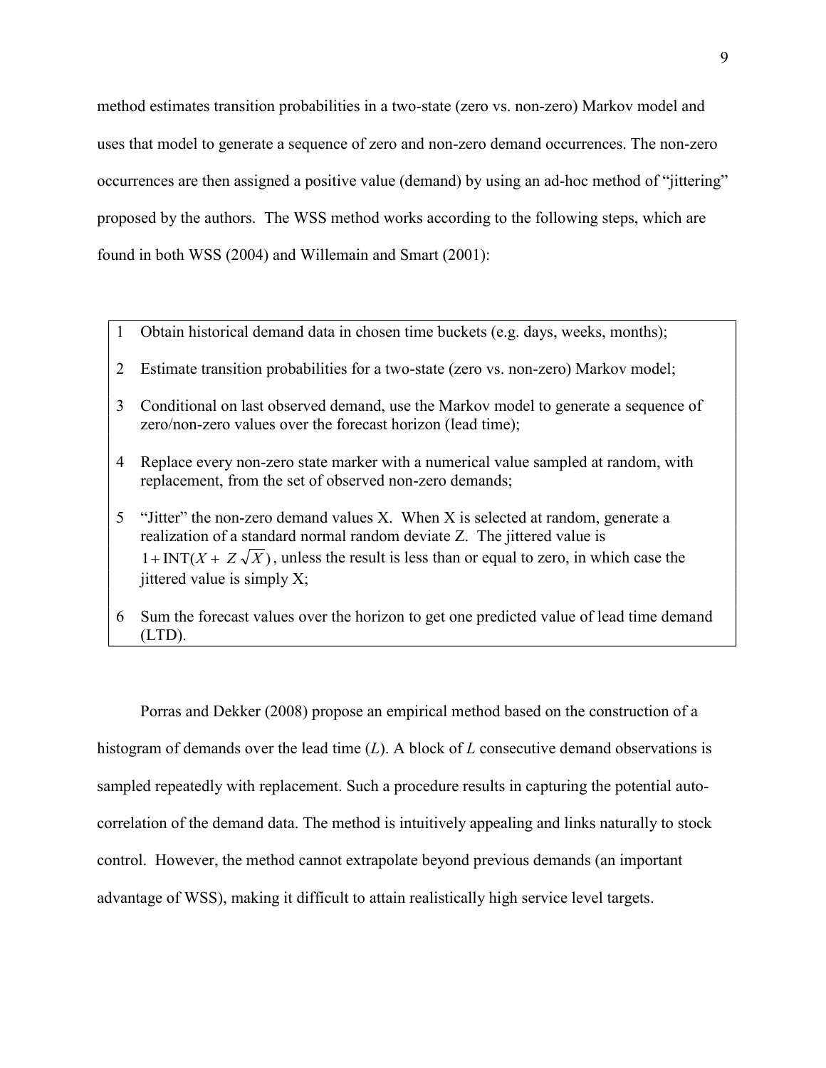method estimates transition probabilities in a two-state (zero vs. non-zero) Markov model and uses that model to generate a sequence of zero and non-zero demand occurrences. The non-zero occurrences are then assigned a positive value (demand) by using an ad-hoc method of "jittering" proposed by the authors. The WSS method works according to the following steps, which are found in both WSS (2004) and Willemain and Smart (2001):

1. Obtain historical demand data in chosen time buckets (e.g. days, weeks, months);
2. Estimate transition probabilities for a two-state (zero vs. non-zero) Markov model;
3. Conditional on last observed demand, use the Markov model to generate a sequence of zero/non-zero values over the forecast horizon (lead time);
4. Replace every non-zero state marker with a numerical value sampled at random, with replacement, from the set of observed non-zero demands;
5. "Jitter" the non-zero demand values X. When X is selected at random, generate a realization of a standard normal random deviate Z. The jittered value is $1+\text{INT}(X+Z\sqrt{X})$, unless the result is less than or equal to zero, in which case the jittered value is simply X;
6. Sum the forecast values over the horizon to get one predicted value of lead time demand (LTD).

Porras and Dekker (2008) propose an empirical method based on the construction of a histogram of demands over the lead time ($L$). A block of $L$ consecutive demand observations is sampled repeatedly with replacement. Such a procedure results in capturing the potential auto-correlation of the demand data. The method is intuitively appealing and links naturally to stock control. However, the method cannot extrapolate beyond previous demands (an important advantage of WSS), making it difficult to attain realistically high service level targets.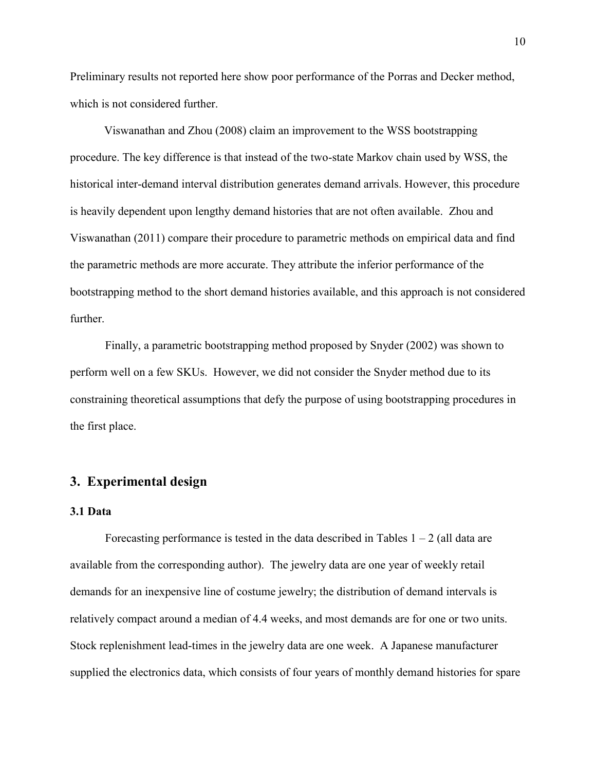Preliminary results not reported here show poor performance of the Porras and Decker method, which is not considered further.

Viswanathan and Zhou (2008) claim an improvement to the WSS bootstrapping procedure. The key difference is that instead of the two-state Markov chain used by WSS, the historical inter-demand interval distribution generates demand arrivals. However, this procedure is heavily dependent upon lengthy demand histories that are not often available. Zhou and Viswanathan (2011) compare their procedure to parametric methods on empirical data and find the parametric methods are more accurate. They attribute the inferior performance of the bootstrapping method to the short demand histories available, and this approach is not considered further.

Finally, a parametric bootstrapping method proposed by Snyder (2002) was shown to perform well on a few SKUs. However, we did not consider the Snyder method due to its constraining theoretical assumptions that defy the purpose of using bootstrapping procedures in the first place.

## 3. Experimental design

### 3.1 Data

Forecasting performance is tested in the data described in Tables 1 – 2 (all data are available from the corresponding author). The jewelry data are one year of weekly retail demands for an inexpensive line of costume jewelry; the distribution of demand intervals is relatively compact around a median of 4.4 weeks, and most demands are for one or two units. Stock replenishment lead-times in the jewelry data are one week. A Japanese manufacturer supplied the electronics data, which consists of four years of monthly demand histories for spare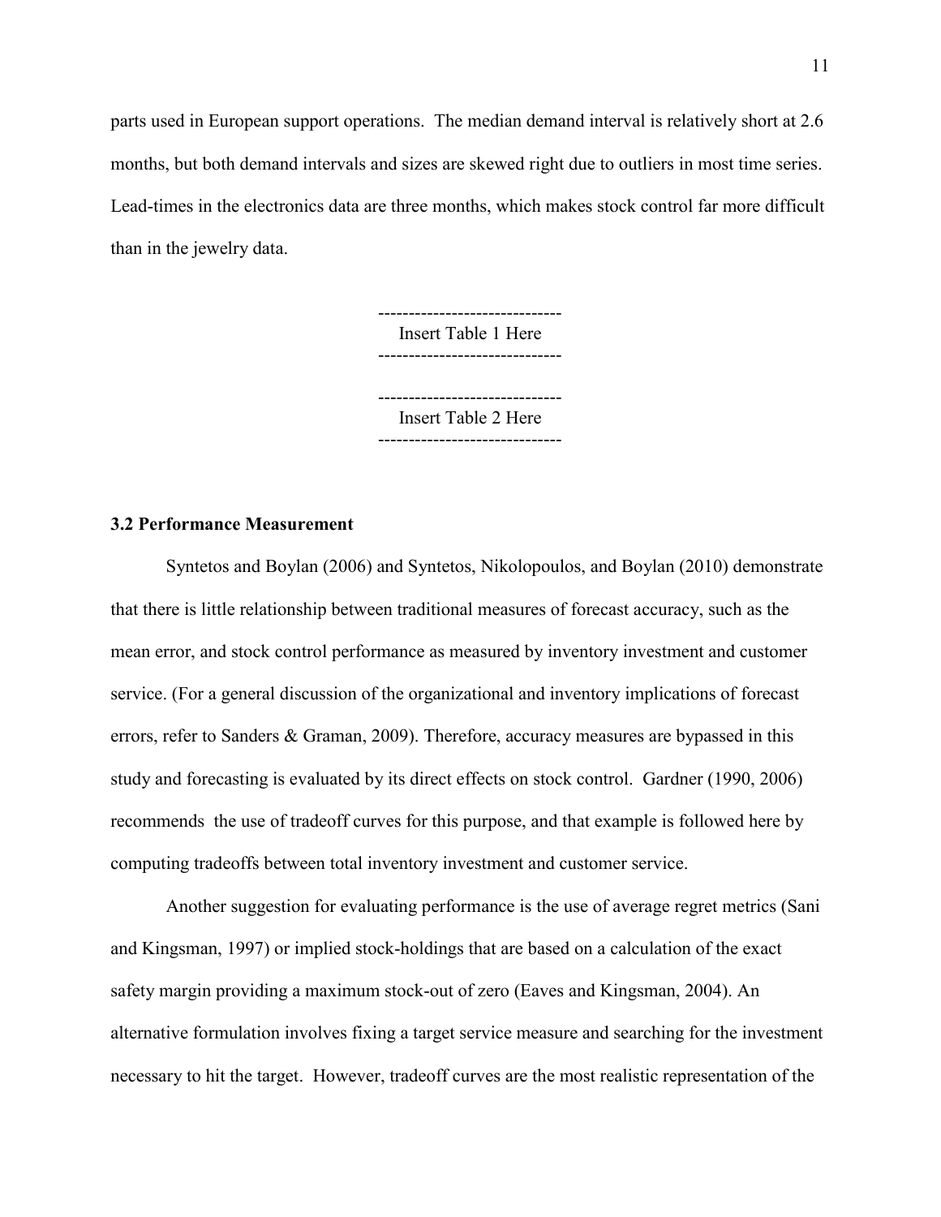parts used in European support operations. The median demand interval is relatively short at 2.6 months, but both demand intervals and sizes are skewed right due to outliers in most time series. Lead-times in the electronics data are three months, which makes stock control far more difficult than in the jewelry data.

------------------------------
Insert Table 1 Here
------------------------------

------------------------------
Insert Table 2 Here
------------------------------

### 3.2 Performance Measurement

Syntetos and Boylan (2006) and Syntetos, Nikolopoulos, and Boylan (2010) demonstrate that there is little relationship between traditional measures of forecast accuracy, such as the mean error, and stock control performance as measured by inventory investment and customer service. (For a general discussion of the organizational and inventory implications of forecast errors, refer to Sanders & Graman, 2009). Therefore, accuracy measures are bypassed in this study and forecasting is evaluated by its direct effects on stock control. Gardner (1990, 2006) recommends the use of tradeoff curves for this purpose, and that example is followed here by computing tradeoffs between total inventory investment and customer service.

Another suggestion for evaluating performance is the use of average regret metrics (Sani and Kingsman, 1997) or implied stock-holdings that are based on a calculation of the exact safety margin providing a maximum stock-out of zero (Eaves and Kingsman, 2004). An alternative formulation involves fixing a target service measure and searching for the investment necessary to hit the target. However, tradeoff curves are the most realistic representation of the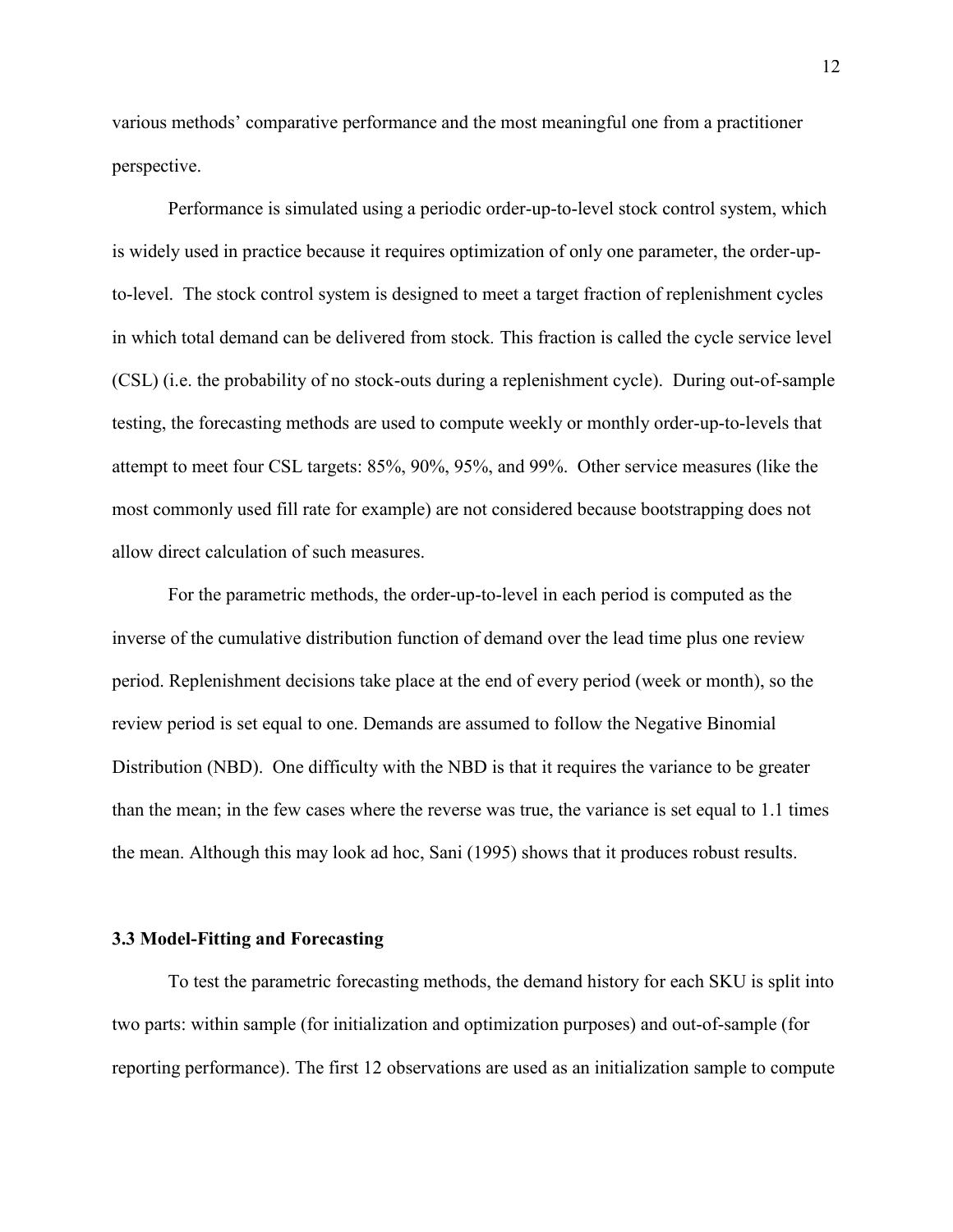various methods' comparative performance and the most meaningful one from a practitioner perspective.

Performance is simulated using a periodic order-up-to-level stock control system, which is widely used in practice because it requires optimization of only one parameter, the order-up-to-level. The stock control system is designed to meet a target fraction of replenishment cycles in which total demand can be delivered from stock. This fraction is called the cycle service level (CSL) (i.e. the probability of no stock-outs during a replenishment cycle). During out-of-sample testing, the forecasting methods are used to compute weekly or monthly order-up-to-levels that attempt to meet four CSL targets: 85%, 90%, 95%, and 99%. Other service measures (like the most commonly used fill rate for example) are not considered because bootstrapping does not allow direct calculation of such measures.

For the parametric methods, the order-up-to-level in each period is computed as the inverse of the cumulative distribution function of demand over the lead time plus one review period. Replenishment decisions take place at the end of every period (week or month), so the review period is set equal to one. Demands are assumed to follow the Negative Binomial Distribution (NBD). One difficulty with the NBD is that it requires the variance to be greater than the mean; in the few cases where the reverse was true, the variance is set equal to 1.1 times the mean. Although this may look ad hoc, Sani (1995) shows that it produces robust results.

### 3.3 Model-Fitting and Forecasting

To test the parametric forecasting methods, the demand history for each SKU is split into two parts: within sample (for initialization and optimization purposes) and out-of-sample (for reporting performance). The first 12 observations are used as an initialization sample to compute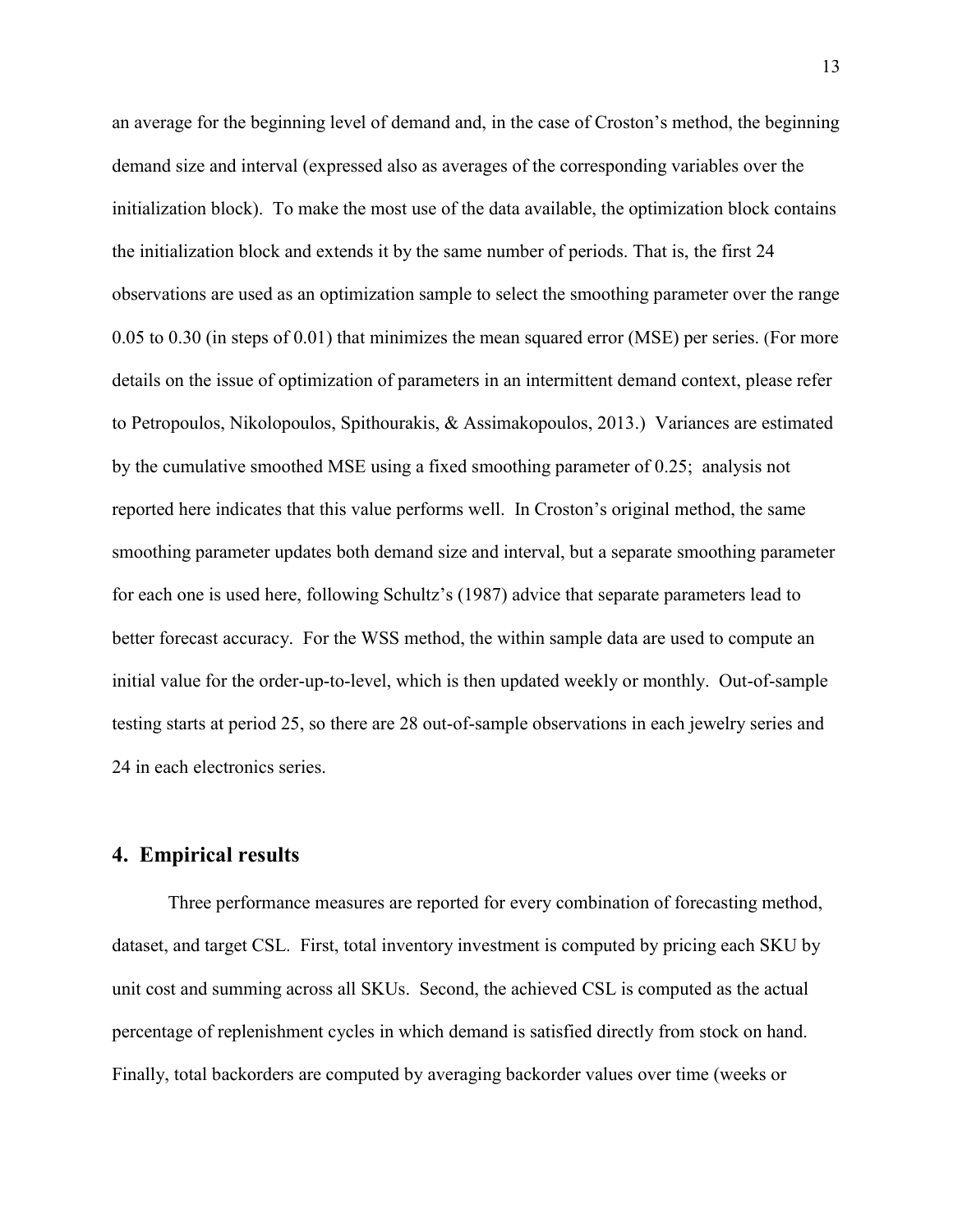an average for the beginning level of demand and, in the case of Croston's method, the beginning demand size and interval (expressed also as averages of the corresponding variables over the initialization block). To make the most use of the data available, the optimization block contains the initialization block and extends it by the same number of periods. That is, the first 24 observations are used as an optimization sample to select the smoothing parameter over the range 0.05 to 0.30 (in steps of 0.01) that minimizes the mean squared error (MSE) per series. (For more details on the issue of optimization of parameters in an intermittent demand context, please refer to Petropoulos, Nikolopoulos, Spithourakis, & Assimakopoulos, 2013.) Variances are estimated by the cumulative smoothed MSE using a fixed smoothing parameter of 0.25; analysis not reported here indicates that this value performs well. In Croston's original method, the same smoothing parameter updates both demand size and interval, but a separate smoothing parameter for each one is used here, following Schultz's (1987) advice that separate parameters lead to better forecast accuracy. For the WSS method, the within sample data are used to compute an initial value for the order-up-to-level, which is then updated weekly or monthly. Out-of-sample testing starts at period 25, so there are 28 out-of-sample observations in each jewelry series and 24 in each electronics series.

## 4. Empirical results

Three performance measures are reported for every combination of forecasting method, dataset, and target CSL. First, total inventory investment is computed by pricing each SKU by unit cost and summing across all SKUs. Second, the achieved CSL is computed as the actual percentage of replenishment cycles in which demand is satisfied directly from stock on hand. Finally, total backorders are computed by averaging backorder values over time (weeks or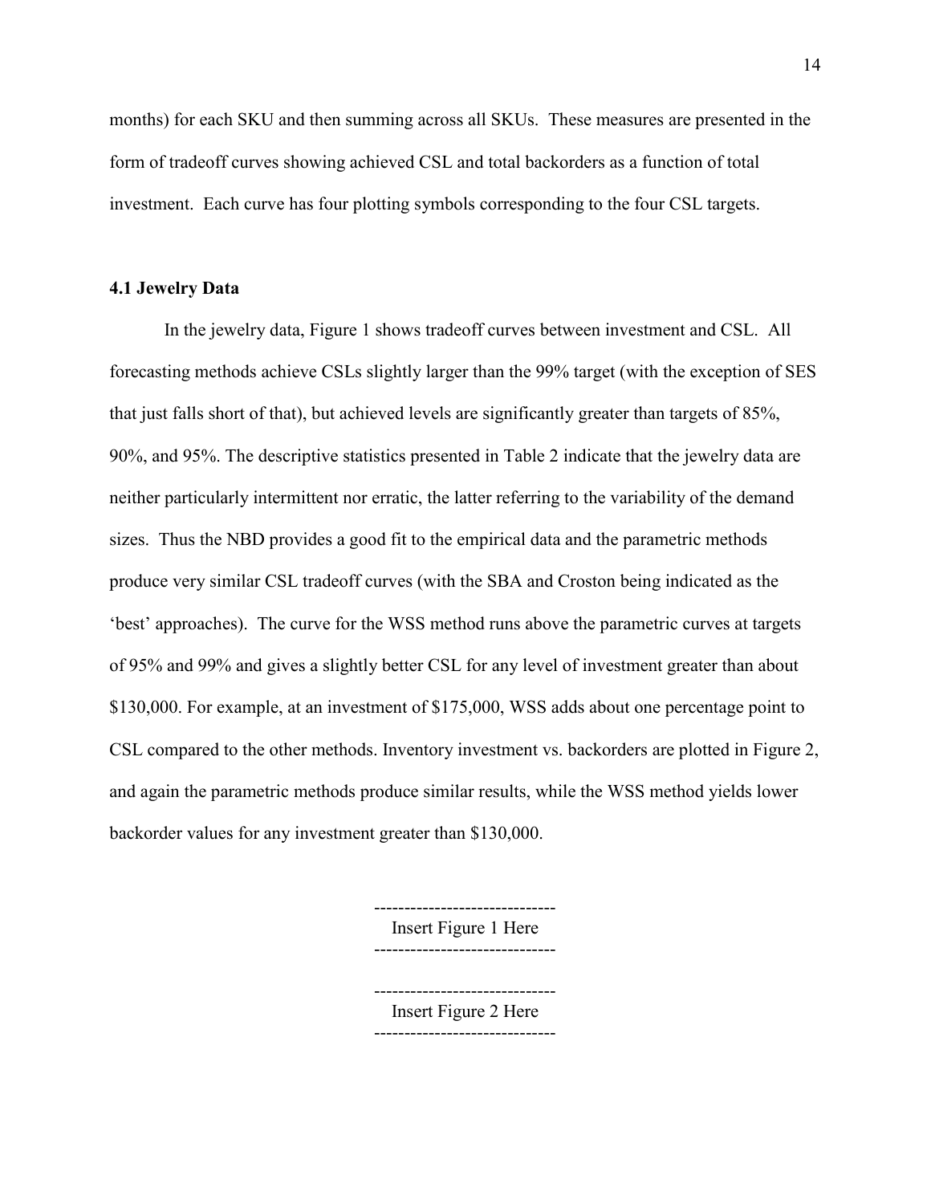months) for each SKU and then summing across all SKUs. These measures are presented in the form of tradeoff curves showing achieved CSL and total backorders as a function of total investment. Each curve has four plotting symbols corresponding to the four CSL targets.

### 4.1 Jewelry Data

In the jewelry data, Figure 1 shows tradeoff curves between investment and CSL. All forecasting methods achieve CSLs slightly larger than the 99% target (with the exception of SES that just falls short of that), but achieved levels are significantly greater than targets of 85%, 90%, and 95%. The descriptive statistics presented in Table 2 indicate that the jewelry data are neither particularly intermittent nor erratic, the latter referring to the variability of the demand sizes. Thus the NBD provides a good fit to the empirical data and the parametric methods produce very similar CSL tradeoff curves (with the SBA and Croston being indicated as the 'best' approaches). The curve for the WSS method runs above the parametric curves at targets of 95% and 99% and gives a slightly better CSL for any level of investment greater than about \$130,000. For example, at an investment of \$175,000, WSS adds about one percentage point to CSL compared to the other methods. Inventory investment vs. backorders are plotted in Figure 2, and again the parametric methods produce similar results, while the WSS method yields lower backorder values for any investment greater than \$130,000.

------------------------------
Insert Figure 1 Here
------------------------------

------------------------------
Insert Figure 2 Here
------------------------------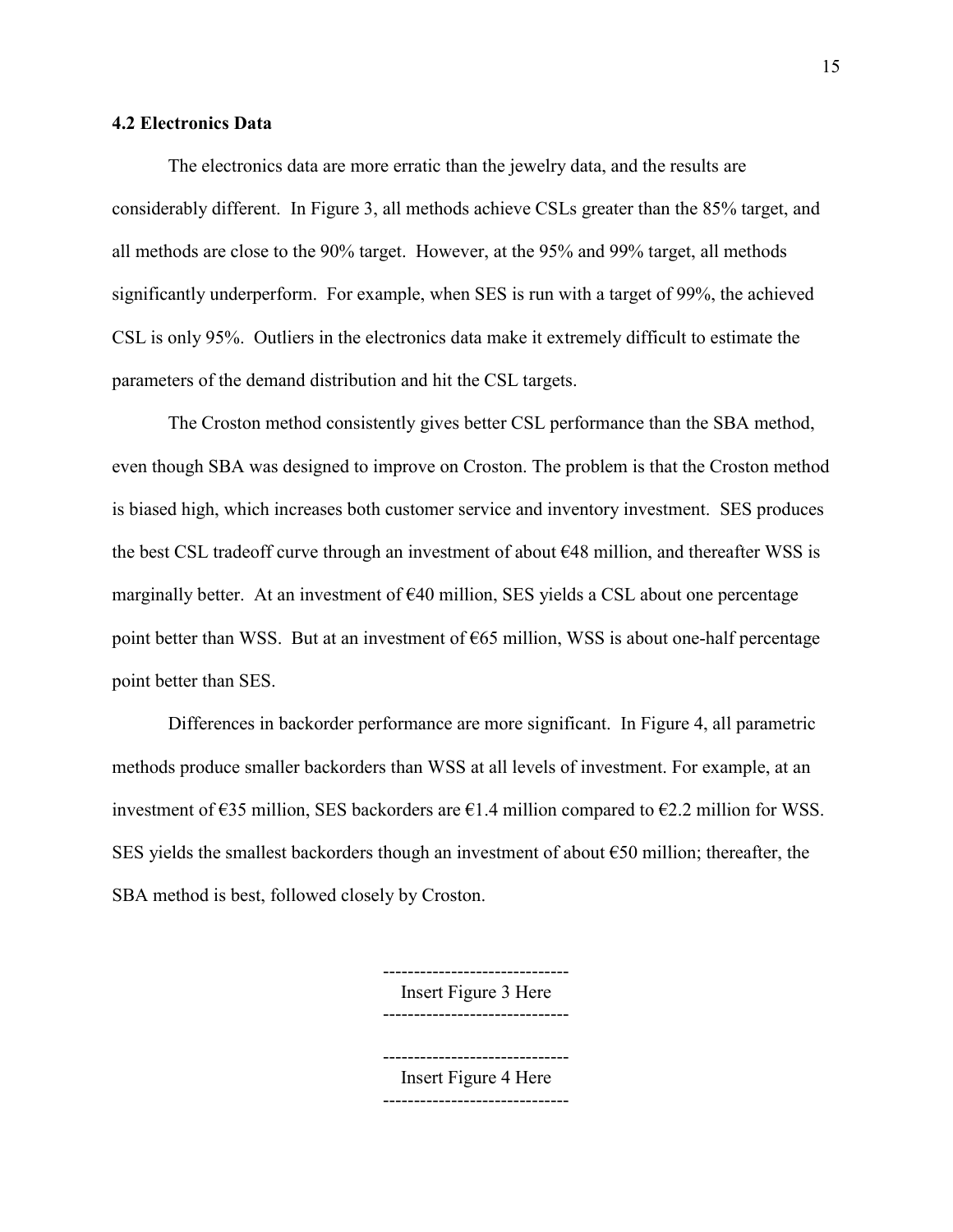### 4.2 Electronics Data

The electronics data are more erratic than the jewelry data, and the results are considerably different. In Figure 3, all methods achieve CSLs greater than the 85% target, and all methods are close to the 90% target. However, at the 95% and 99% target, all methods significantly underperform. For example, when SES is run with a target of 99%, the achieved CSL is only 95%. Outliers in the electronics data make it extremely difficult to estimate the parameters of the demand distribution and hit the CSL targets.

The Croston method consistently gives better CSL performance than the SBA method, even though SBA was designed to improve on Croston. The problem is that the Croston method is biased high, which increases both customer service and inventory investment. SES produces the best CSL tradeoff curve through an investment of about €48 million, and thereafter WSS is marginally better. At an investment of €40 million, SES yields a CSL about one percentage point better than WSS. But at an investment of €65 million, WSS is about one-half percentage point better than SES.

Differences in backorder performance are more significant. In Figure 4, all parametric methods produce smaller backorders than WSS at all levels of investment. For example, at an investment of €35 million, SES backorders are €1.4 million compared to €2.2 million for WSS. SES yields the smallest backorders though an investment of about €50 million; thereafter, the SBA method is best, followed closely by Croston.

------------------------------
Insert Figure 3 Here
------------------------------

------------------------------
Insert Figure 4 Here
------------------------------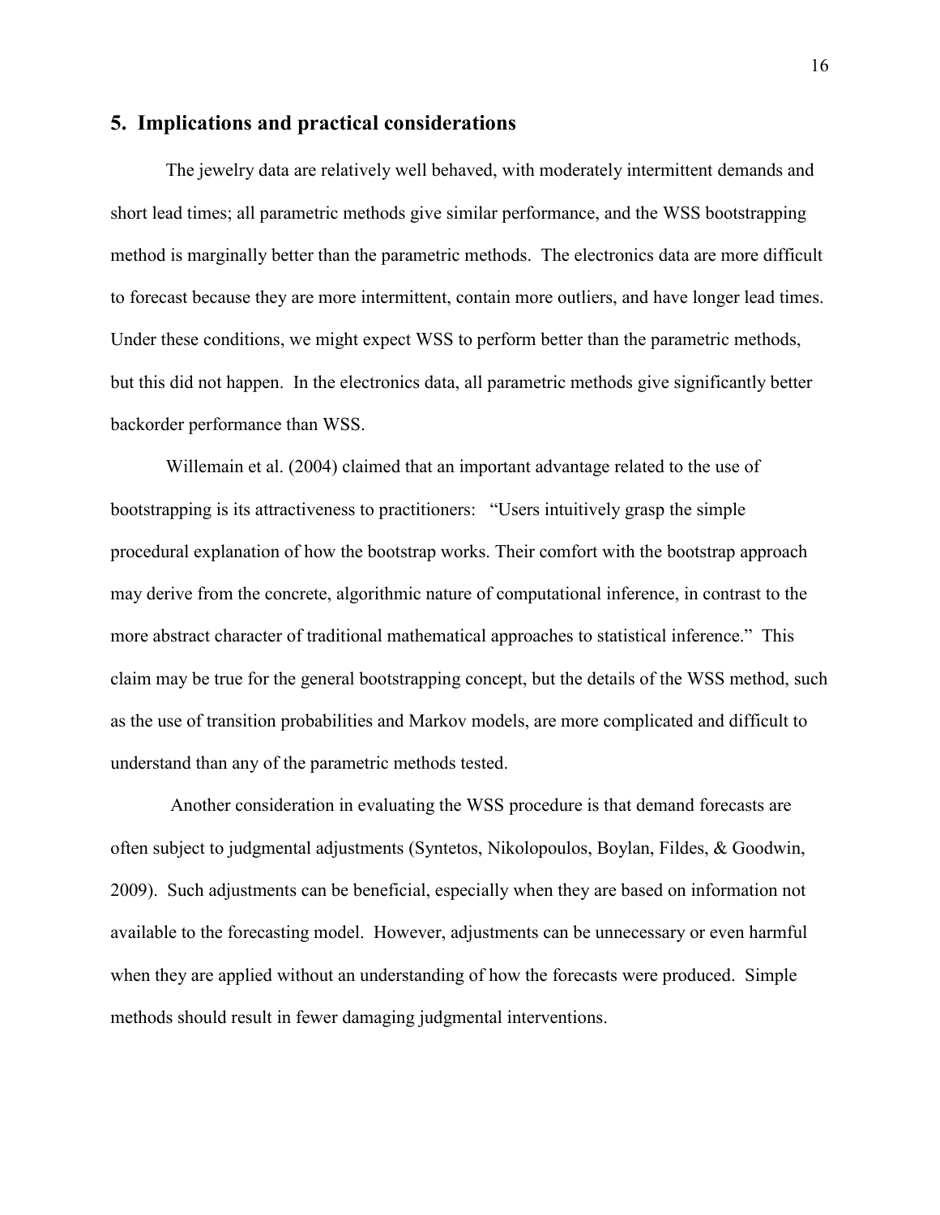## 5. Implications and practical considerations

The jewelry data are relatively well behaved, with moderately intermittent demands and short lead times; all parametric methods give similar performance, and the WSS bootstrapping method is marginally better than the parametric methods. The electronics data are more difficult to forecast because they are more intermittent, contain more outliers, and have longer lead times. Under these conditions, we might expect WSS to perform better than the parametric methods, but this did not happen. In the electronics data, all parametric methods give significantly better backorder performance than WSS.

Willemain et al. (2004) claimed that an important advantage related to the use of bootstrapping is its attractiveness to practitioners: "Users intuitively grasp the simple procedural explanation of how the bootstrap works. Their comfort with the bootstrap approach may derive from the concrete, algorithmic nature of computational inference, in contrast to the more abstract character of traditional mathematical approaches to statistical inference." This claim may be true for the general bootstrapping concept, but the details of the WSS method, such as the use of transition probabilities and Markov models, are more complicated and difficult to understand than any of the parametric methods tested.

Another consideration in evaluating the WSS procedure is that demand forecasts are often subject to judgmental adjustments (Syntetos, Nikolopoulos, Boylan, Fildes, & Goodwin, 2009). Such adjustments can be beneficial, especially when they are based on information not available to the forecasting model. However, adjustments can be unnecessary or even harmful when they are applied without an understanding of how the forecasts were produced. Simple methods should result in fewer damaging judgmental interventions.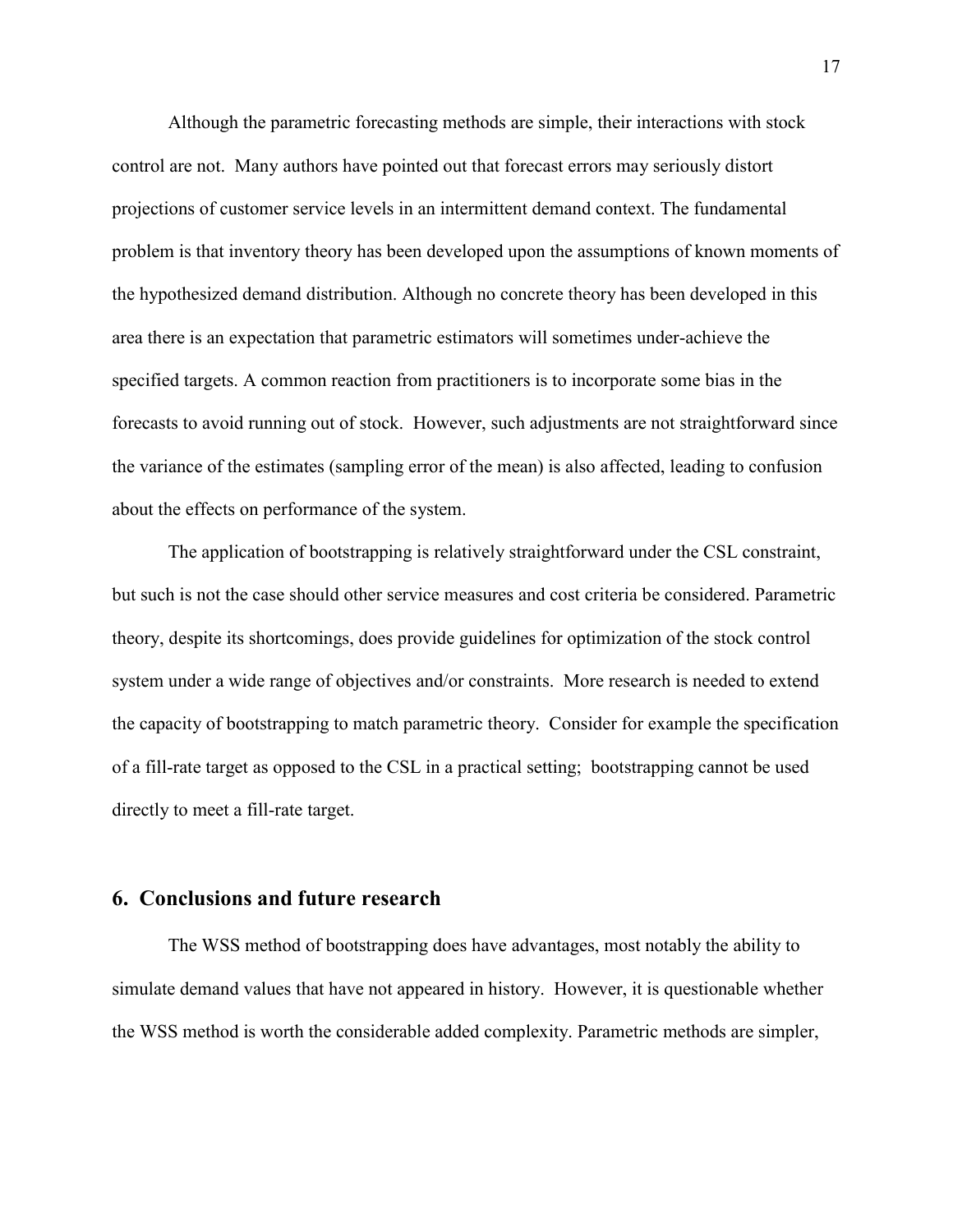Although the parametric forecasting methods are simple, their interactions with stock control are not. Many authors have pointed out that forecast errors may seriously distort projections of customer service levels in an intermittent demand context. The fundamental problem is that inventory theory has been developed upon the assumptions of known moments of the hypothesized demand distribution. Although no concrete theory has been developed in this area there is an expectation that parametric estimators will sometimes under-achieve the specified targets. A common reaction from practitioners is to incorporate some bias in the forecasts to avoid running out of stock. However, such adjustments are not straightforward since the variance of the estimates (sampling error of the mean) is also affected, leading to confusion about the effects on performance of the system.

The application of bootstrapping is relatively straightforward under the CSL constraint, but such is not the case should other service measures and cost criteria be considered. Parametric theory, despite its shortcomings, does provide guidelines for optimization of the stock control system under a wide range of objectives and/or constraints. More research is needed to extend the capacity of bootstrapping to match parametric theory. Consider for example the specification of a fill-rate target as opposed to the CSL in a practical setting; bootstrapping cannot be used directly to meet a fill-rate target.

## 6. Conclusions and future research

The WSS method of bootstrapping does have advantages, most notably the ability to simulate demand values that have not appeared in history. However, it is questionable whether the WSS method is worth the considerable added complexity. Parametric methods are simpler,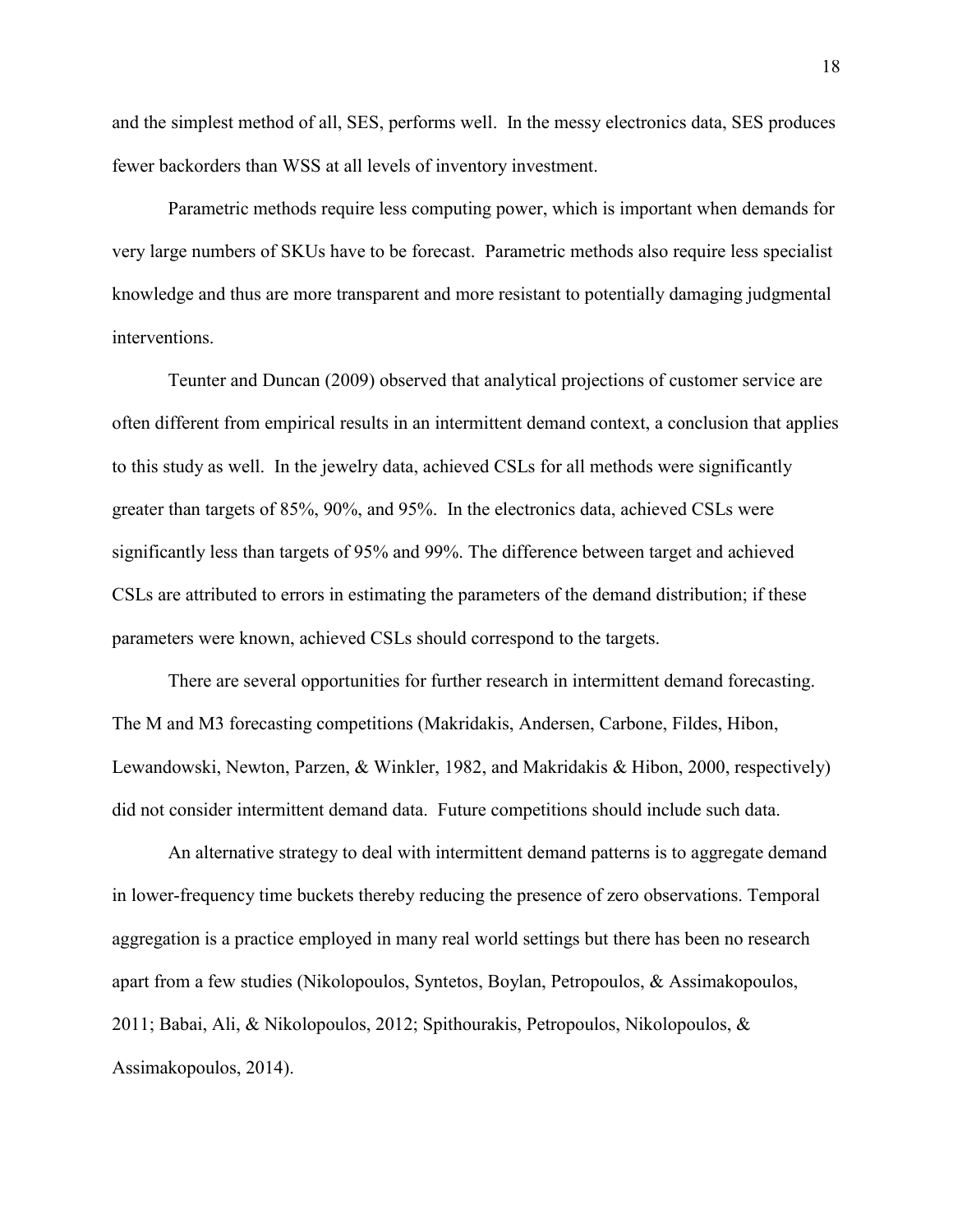and the simplest method of all, SES, performs well. In the messy electronics data, SES produces fewer backorders than WSS at all levels of inventory investment.

Parametric methods require less computing power, which is important when demands for very large numbers of SKUs have to be forecast. Parametric methods also require less specialist knowledge and thus are more transparent and more resistant to potentially damaging judgmental interventions.

Teunter and Duncan (2009) observed that analytical projections of customer service are often different from empirical results in an intermittent demand context, a conclusion that applies to this study as well. In the jewelry data, achieved CSLs for all methods were significantly greater than targets of 85%, 90%, and 95%. In the electronics data, achieved CSLs were significantly less than targets of 95% and 99%. The difference between target and achieved CSLs are attributed to errors in estimating the parameters of the demand distribution; if these parameters were known, achieved CSLs should correspond to the targets.

There are several opportunities for further research in intermittent demand forecasting. The M and M3 forecasting competitions (Makridakis, Andersen, Carbone, Fildes, Hibon, Lewandowski, Newton, Parzen, & Winkler, 1982, and Makridakis & Hibon, 2000, respectively) did not consider intermittent demand data. Future competitions should include such data.

An alternative strategy to deal with intermittent demand patterns is to aggregate demand in lower-frequency time buckets thereby reducing the presence of zero observations. Temporal aggregation is a practice employed in many real world settings but there has been no research apart from a few studies (Nikolopoulos, Syntetos, Boylan, Petropoulos, & Assimakopoulos, 2011; Babai, Ali, & Nikolopoulos, 2012; Spithourakis, Petropoulos, Nikolopoulos, & Assimakopoulos, 2014).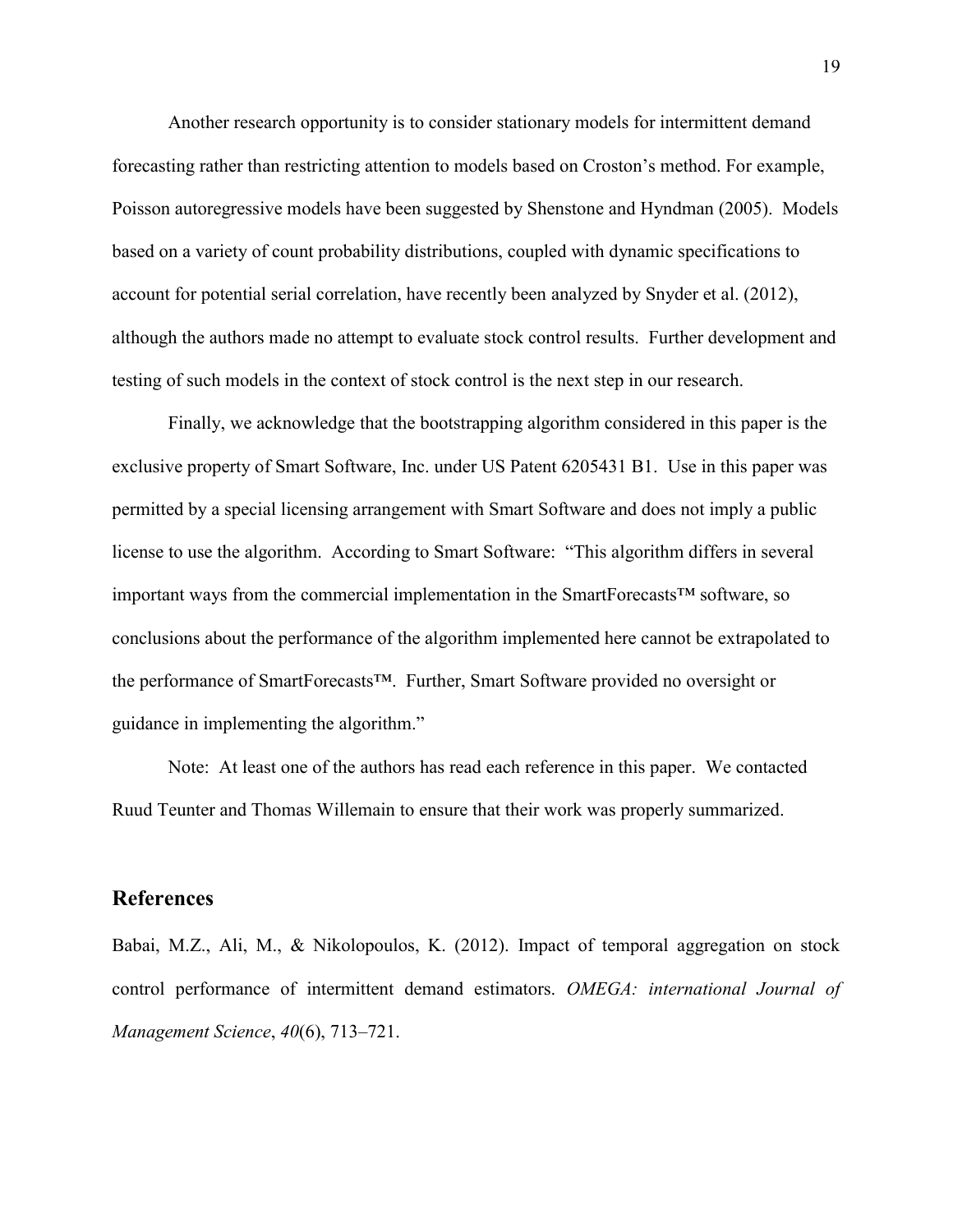Another research opportunity is to consider stationary models for intermittent demand forecasting rather than restricting attention to models based on Croston's method. For example, Poisson autoregressive models have been suggested by Shenstone and Hyndman (2005). Models based on a variety of count probability distributions, coupled with dynamic specifications to account for potential serial correlation, have recently been analyzed by Snyder et al. (2012), although the authors made no attempt to evaluate stock control results. Further development and testing of such models in the context of stock control is the next step in our research.

Finally, we acknowledge that the bootstrapping algorithm considered in this paper is the exclusive property of Smart Software, Inc. under US Patent 6205431 B1. Use in this paper was permitted by a special licensing arrangement with Smart Software and does not imply a public license to use the algorithm. According to Smart Software: "This algorithm differs in several important ways from the commercial implementation in the SmartForecasts™ software, so conclusions about the performance of the algorithm implemented here cannot be extrapolated to the performance of SmartForecasts™. Further, Smart Software provided no oversight or guidance in implementing the algorithm."

Note: At least one of the authors has read each reference in this paper. We contacted Ruud Teunter and Thomas Willemain to ensure that their work was properly summarized.

## References

Babai, M.Z., Ali, M., & Nikolopoulos, K. (2012). Impact of temporal aggregation on stock control performance of intermittent demand estimators. *OMEGA: international Journal of Management Science*, *40*(6), 713–721.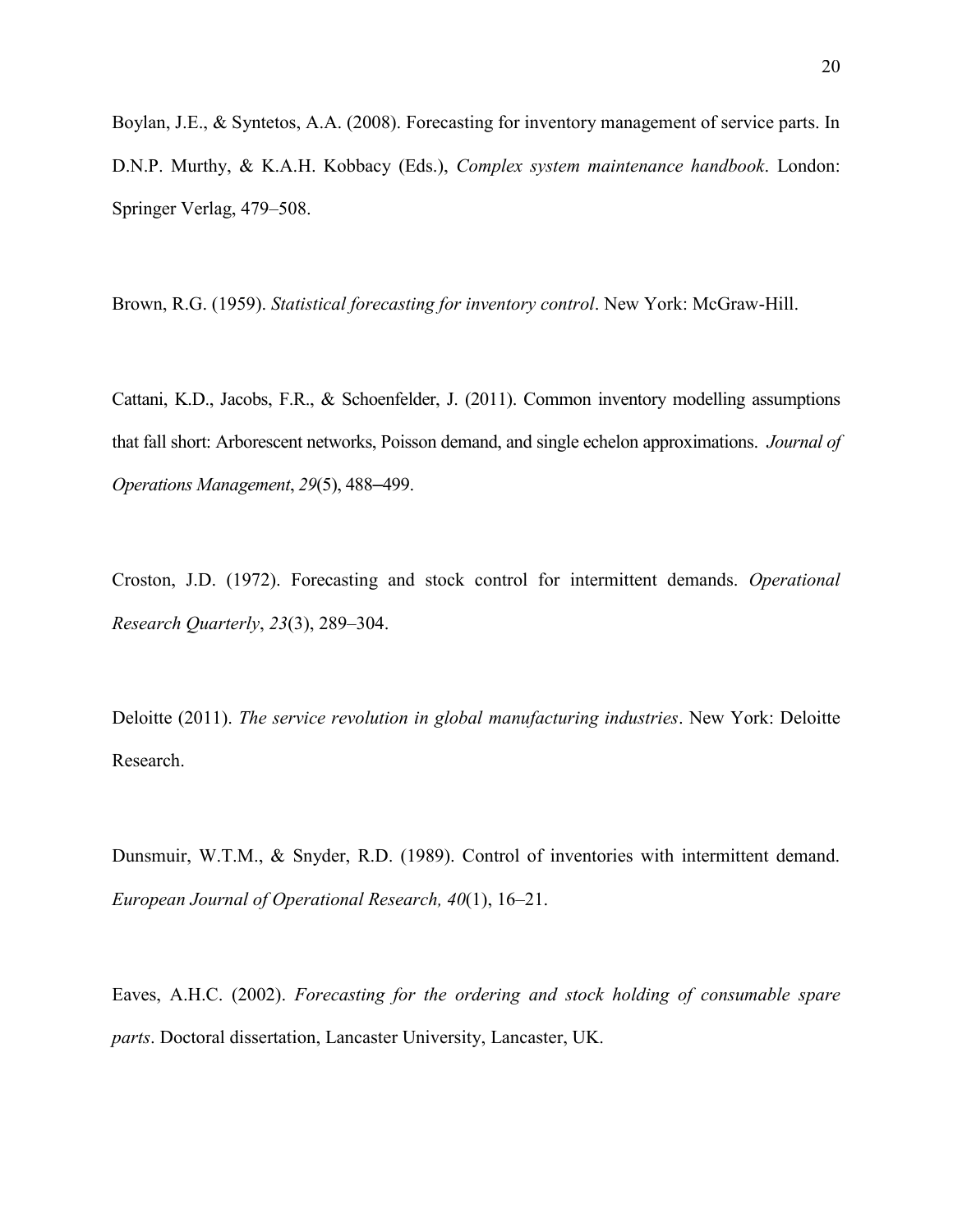Boylan, J.E., & Syntetos, A.A. (2008). Forecasting for inventory management of service parts. In D.N.P. Murthy, & K.A.H. Kobbacy (Eds.), *Complex system maintenance handbook*. London: Springer Verlag, 479–508.

Brown, R.G. (1959). *Statistical forecasting for inventory control*. New York: McGraw-Hill.

Cattani, K.D., Jacobs, F.R., & Schoenfelder, J. (2011). Common inventory modelling assumptions that fall short: Arborescent networks, Poisson demand, and single echelon approximations. *Journal of Operations Management*, *29*(5), 488–499.

Croston, J.D. (1972). Forecasting and stock control for intermittent demands. *Operational Research Quarterly*, *23*(3), 289–304.

Deloitte (2011). *The service revolution in global manufacturing industries*. New York: Deloitte Research.

Dunsmuir, W.T.M., & Snyder, R.D. (1989). Control of inventories with intermittent demand. *European Journal of Operational Research, 40*(1), 16–21.

Eaves, A.H.C. (2002). *Forecasting for the ordering and stock holding of consumable spare parts*. Doctoral dissertation, Lancaster University, Lancaster, UK.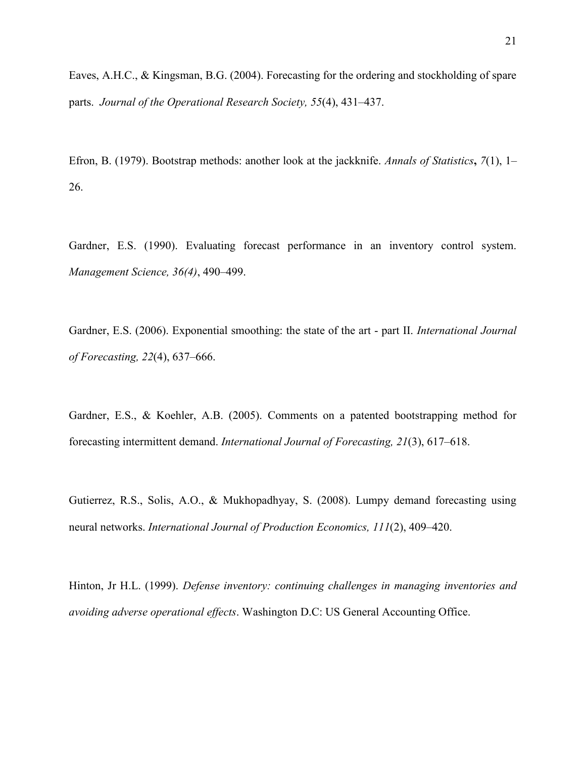Eaves, A.H.C., & Kingsman, B.G. (2004). Forecasting for the ordering and stockholding of spare parts. *Journal of the Operational Research Society, 55*(4), 431–437.

Efron, B. (1979). Bootstrap methods: another look at the jackknife. *Annals of Statistics***,** *7*(1), 1–26.

Gardner, E.S. (1990). Evaluating forecast performance in an inventory control system. *Management Science, 36(4)*, 490–499.

Gardner, E.S. (2006). Exponential smoothing: the state of the art - part II. *International Journal of Forecasting, 22*(4), 637–666.

Gardner, E.S., & Koehler, A.B. (2005). Comments on a patented bootstrapping method for forecasting intermittent demand. *International Journal of Forecasting, 21*(3), 617–618.

Gutierrez, R.S., Solis, A.O., & Mukhopadhyay, S. (2008). Lumpy demand forecasting using neural networks. *International Journal of Production Economics, 111*(2), 409–420.

Hinton, Jr H.L. (1999). *Defense inventory: continuing challenges in managing inventories and avoiding adverse operational effects*. Washington D.C: US General Accounting Office.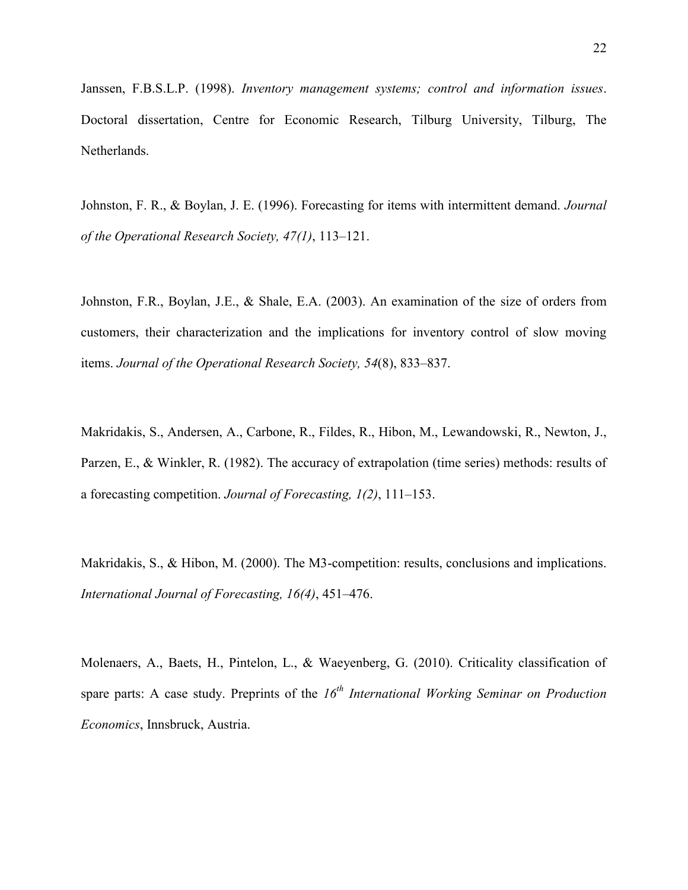Janssen, F.B.S.L.P. (1998). *Inventory management systems; control and information issues*. Doctoral dissertation, Centre for Economic Research, Tilburg University, Tilburg, The Netherlands.

Johnston, F. R., & Boylan, J. E. (1996). Forecasting for items with intermittent demand. *Journal of the Operational Research Society, 47(1)*, 113–121.

Johnston, F.R., Boylan, J.E., & Shale, E.A. (2003). An examination of the size of orders from customers, their characterization and the implications for inventory control of slow moving items. *Journal of the Operational Research Society, 54*(8), 833–837.

Makridakis, S., Andersen, A., Carbone, R., Fildes, R., Hibon, M., Lewandowski, R., Newton, J., Parzen, E., & Winkler, R. (1982). The accuracy of extrapolation (time series) methods: results of a forecasting competition. *Journal of Forecasting, 1(2)*, 111–153.

Makridakis, S., & Hibon, M. (2000). The M3-competition: results, conclusions and implications. *International Journal of Forecasting, 16(4)*, 451–476.

Molenaers, A., Baets, H., Pintelon, L., & Waeyenberg, G. (2010). Criticality classification of spare parts: A case study. Preprints of the *16th International Working Seminar on Production Economics*, Innsbruck, Austria.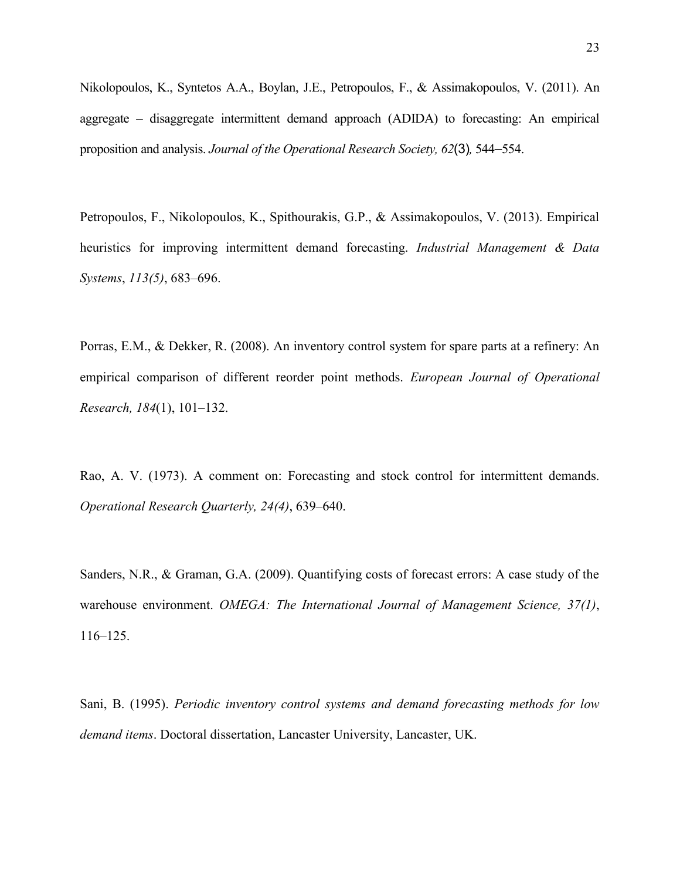Nikolopoulos, K., Syntetos A.A., Boylan, J.E., Petropoulos, F., & Assimakopoulos, V. (2011). An aggregate – disaggregate intermittent demand approach (ADIDA) to forecasting: An empirical proposition and analysis. *Journal of the Operational Research Society, 62*(3)*,* 544–554.

Petropoulos, F., Nikolopoulos, K., Spithourakis, G.P., & Assimakopoulos, V. (2013). Empirical heuristics for improving intermittent demand forecasting. *Industrial Management & Data Systems*, *113(5)*, 683–696.

Porras, E.M., & Dekker, R. (2008). An inventory control system for spare parts at a refinery: An empirical comparison of different reorder point methods. *European Journal of Operational Research, 184*(1), 101–132.

Rao, A. V. (1973). A comment on: Forecasting and stock control for intermittent demands. *Operational Research Quarterly, 24(4)*, 639–640.

Sanders, N.R., & Graman, G.A. (2009). Quantifying costs of forecast errors: A case study of the warehouse environment. *OMEGA: The International Journal of Management Science, 37(1)*, 116–125.

Sani, B. (1995). *Periodic inventory control systems and demand forecasting methods for low demand items*. Doctoral dissertation, Lancaster University, Lancaster, UK.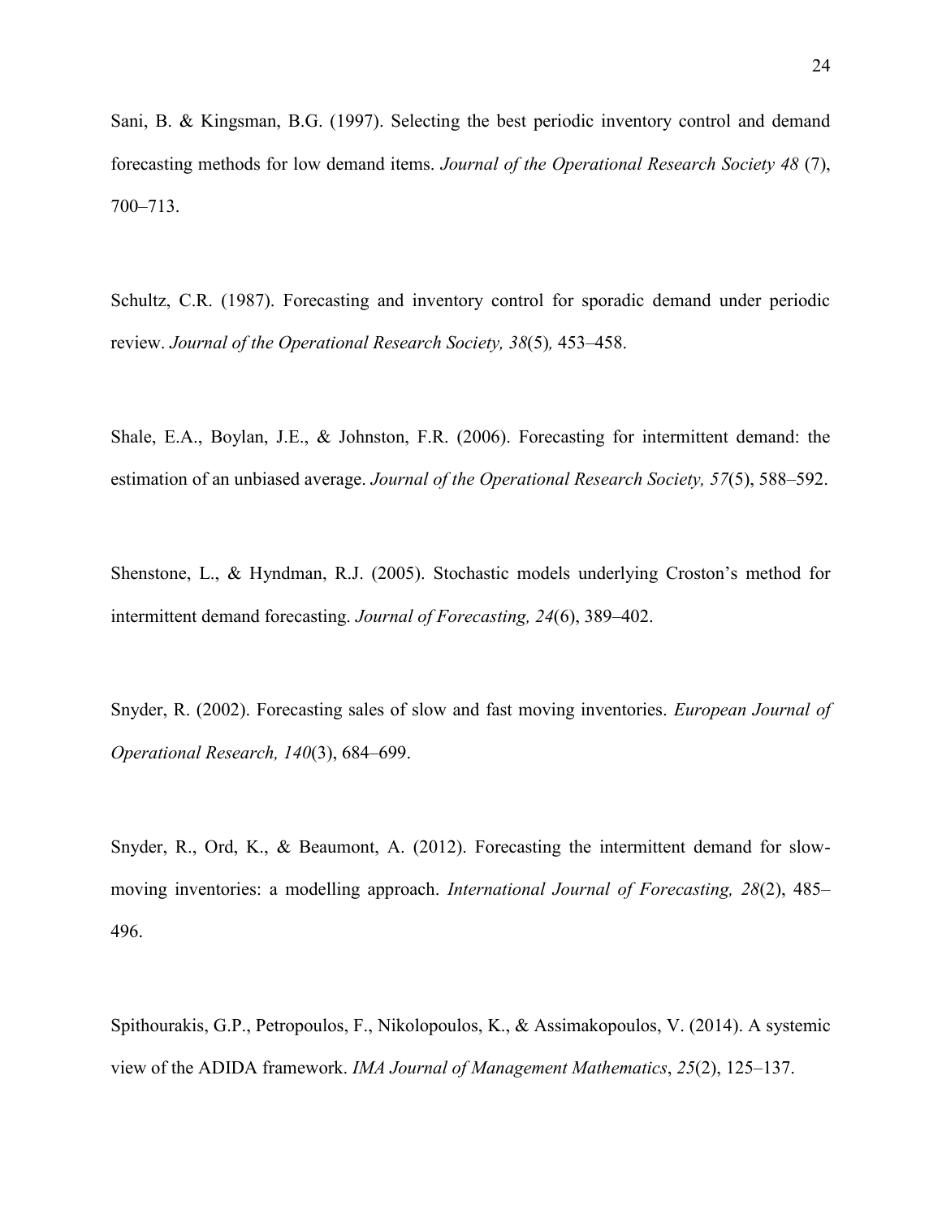Sani, B. & Kingsman, B.G. (1997). Selecting the best periodic inventory control and demand forecasting methods for low demand items. *Journal of the Operational Research Society 48* (7), 700–713.

Schultz, C.R. (1987). Forecasting and inventory control for sporadic demand under periodic review. *Journal of the Operational Research Society, 38*(5)*,* 453–458.

Shale, E.A., Boylan, J.E., & Johnston, F.R. (2006). Forecasting for intermittent demand: the estimation of an unbiased average. *Journal of the Operational Research Society, 57*(5), 588–592.

Shenstone, L., & Hyndman, R.J. (2005). Stochastic models underlying Croston's method for intermittent demand forecasting. *Journal of Forecasting, 24*(6), 389–402.

Snyder, R. (2002). Forecasting sales of slow and fast moving inventories. *European Journal of Operational Research, 140*(3), 684–699.

Snyder, R., Ord, K., & Beaumont, A. (2012). Forecasting the intermittent demand for slow-moving inventories: a modelling approach. *International Journal of Forecasting, 28*(2), 485–496.

Spithourakis, G.P., Petropoulos, F., Nikolopoulos, K., & Assimakopoulos, V. (2014). A systemic view of the ADIDA framework. *IMA Journal of Management Mathematics*, *25*(2), 125–137.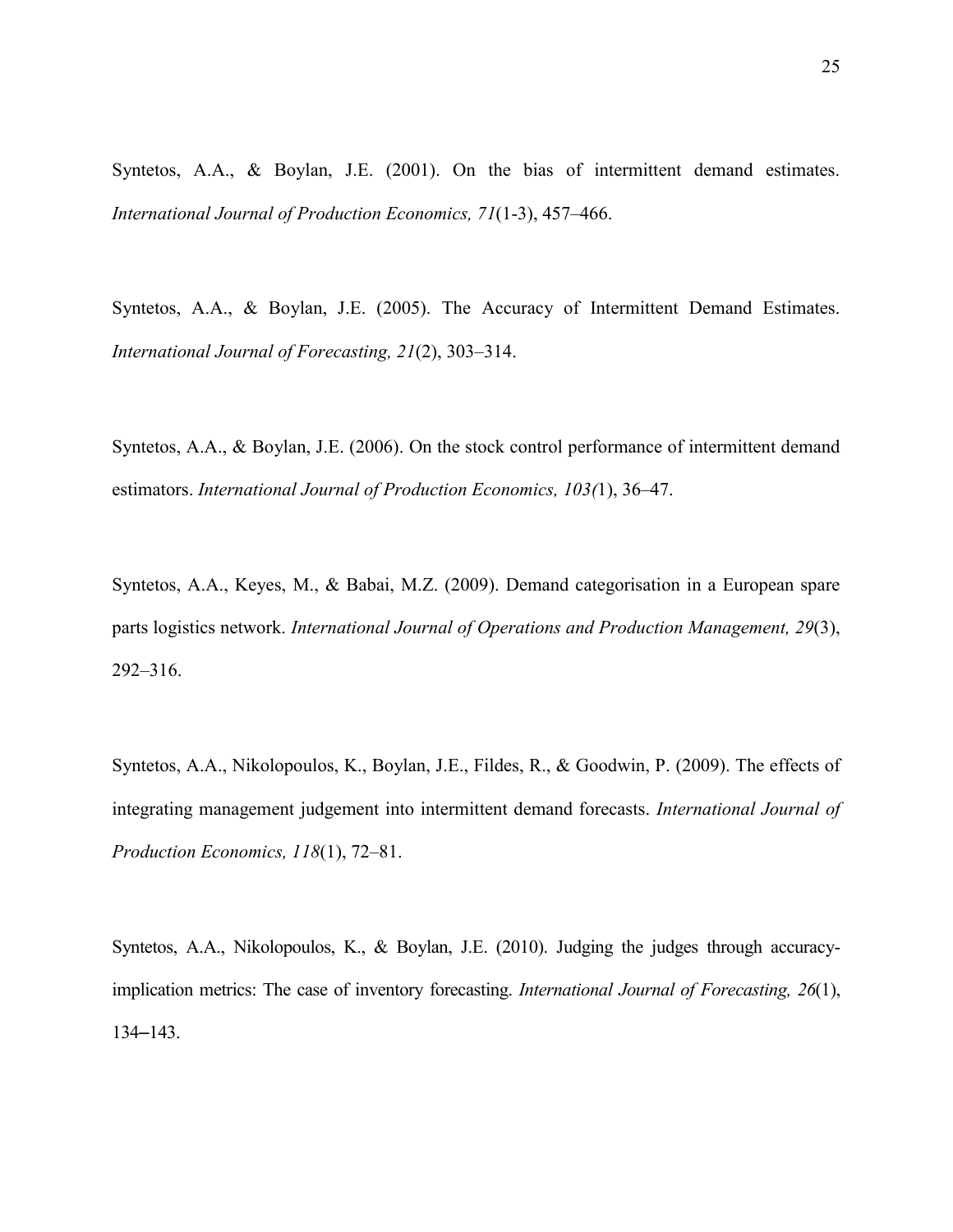Syntetos, A.A., & Boylan, J.E. (2001). On the bias of intermittent demand estimates. *International Journal of Production Economics, 71*(1-3), 457–466.

Syntetos, A.A., & Boylan, J.E. (2005). The Accuracy of Intermittent Demand Estimates. *International Journal of Forecasting, 21*(2), 303–314.

Syntetos, A.A., & Boylan, J.E. (2006). On the stock control performance of intermittent demand estimators. *International Journal of Production Economics, 103(*1), 36–47.

Syntetos, A.A., Keyes, M., & Babai, M.Z. (2009). Demand categorisation in a European spare parts logistics network. *International Journal of Operations and Production Management, 29*(3), 292–316.

Syntetos, A.A., Nikolopoulos, K., Boylan, J.E., Fildes, R., & Goodwin, P. (2009). The effects of integrating management judgement into intermittent demand forecasts. *International Journal of Production Economics, 118*(1), 72–81.

Syntetos, A.A., Nikolopoulos, K., & Boylan, J.E. (2010). Judging the judges through accuracy-implication metrics: The case of inventory forecasting. *International Journal of Forecasting, 26*(1), 134–143.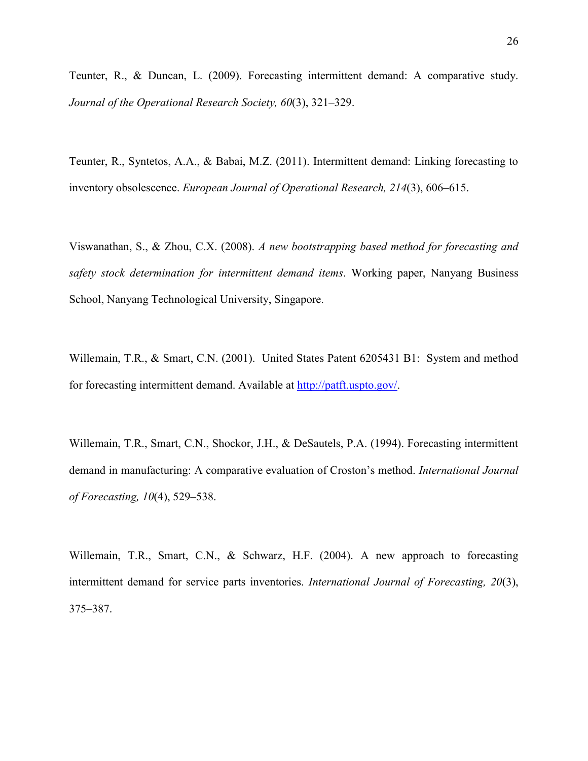Teunter, R., & Duncan, L. (2009). Forecasting intermittent demand: A comparative study. *Journal of the Operational Research Society, 60*(3), 321–329.

Teunter, R., Syntetos, A.A., & Babai, M.Z. (2011). Intermittent demand: Linking forecasting to inventory obsolescence. *European Journal of Operational Research, 214*(3), 606–615.

Viswanathan, S., & Zhou, C.X. (2008). *A new bootstrapping based method for forecasting and safety stock determination for intermittent demand items*. Working paper, Nanyang Business School, Nanyang Technological University, Singapore.

Willemain, T.R., & Smart, C.N. (2001). United States Patent 6205431 B1: System and method for forecasting intermittent demand. Available at http://patft.uspto.gov/.

Willemain, T.R., Smart, C.N., Shockor, J.H., & DeSautels, P.A. (1994). Forecasting intermittent demand in manufacturing: A comparative evaluation of Croston's method. *International Journal of Forecasting, 10*(4), 529–538.

Willemain, T.R., Smart, C.N., & Schwarz, H.F. (2004). A new approach to forecasting intermittent demand for service parts inventories. *International Journal of Forecasting, 20*(3), 375–387.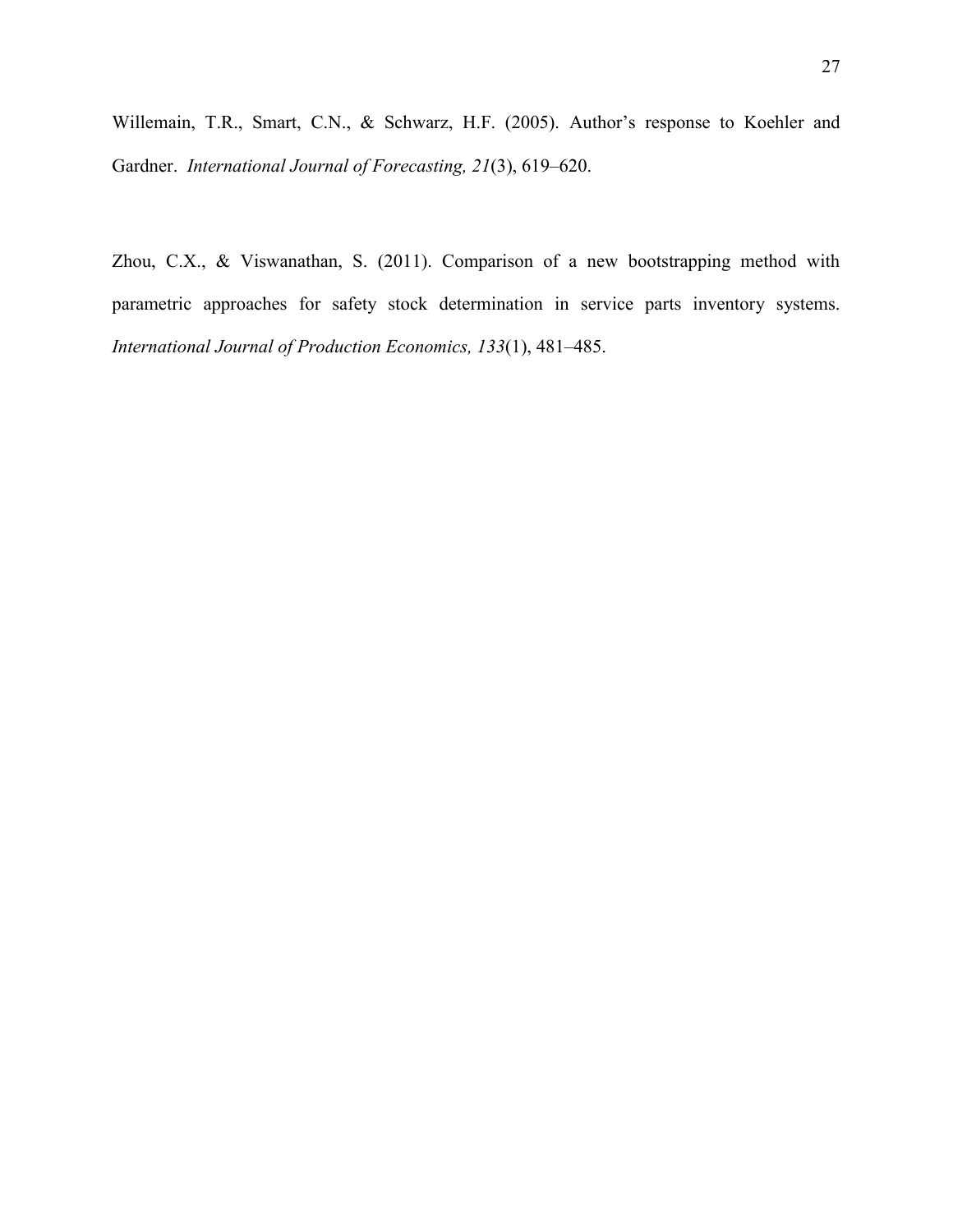Willemain, T.R., Smart, C.N., & Schwarz, H.F. (2005). Author's response to Koehler and Gardner. *International Journal of Forecasting, 21*(3), 619–620.

Zhou, C.X., & Viswanathan, S. (2011). Comparison of a new bootstrapping method with parametric approaches for safety stock determination in service parts inventory systems. *International Journal of Production Economics, 133*(1), 481–485.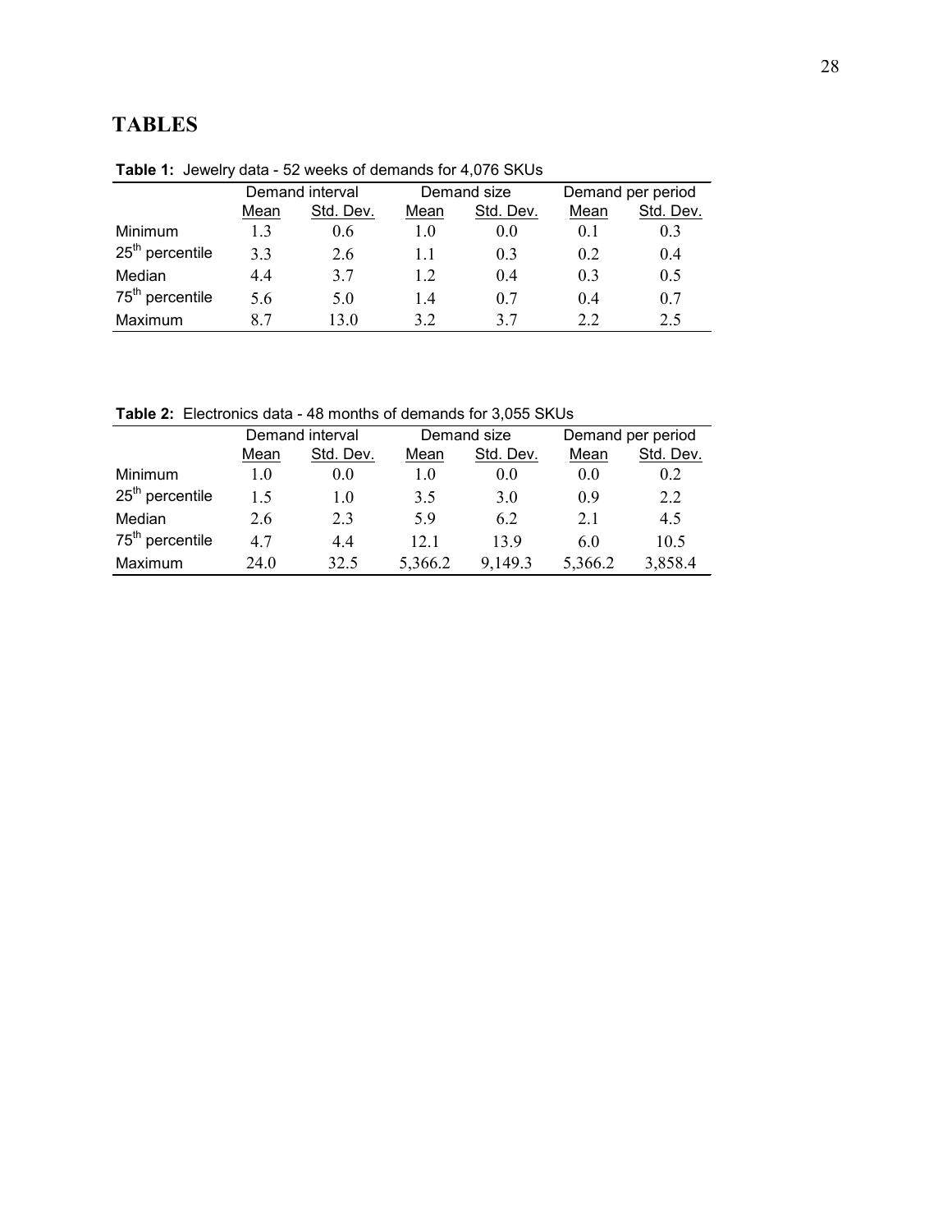# TABLES

**Table 1:** Jewelry data - 52 weeks of demands for 4,076 SKUs

| | Demand interval | | Demand size | | Demand per period | |
|---|---|---|---|---|---|---|
| | Mean | Std. Dev. | Mean | Std. Dev. | Mean | Std. Dev. |
| Minimum | 1.3 | 0.6 | 1.0 | 0.0 | 0.1 | 0.3 |
| 25th percentile | 3.3 | 2.6 | 1.1 | 0.3 | 0.2 | 0.4 |
| Median | 4.4 | 3.7 | 1.2 | 0.4 | 0.3 | 0.5 |
| 75th percentile | 5.6 | 5.0 | 1.4 | 0.7 | 0.4 | 0.7 |
| Maximum | 8.7 | 13.0 | 3.2 | 3.7 | 2.2 | 2.5 |

**Table 2:** Electronics data - 48 months of demands for 3,055 SKUs

| | Demand interval | | Demand size | | Demand per period | |
|---|---|---|---|---|---|---|
| | Mean | Std. Dev. | Mean | Std. Dev. | Mean | Std. Dev. |
| Minimum | 1.0 | 0.0 | 1.0 | 0.0 | 0.0 | 0.2 |
| 25th percentile | 1.5 | 1.0 | 3.5 | 3.0 | 0.9 | 2.2 |
| Median | 2.6 | 2.3 | 5.9 | 6.2 | 2.1 | 4.5 |
| 75th percentile | 4.7 | 4.4 | 12.1 | 13.9 | 6.0 | 10.5 |
| Maximum | 24.0 | 32.5 | 5,366.2 | 9,149.3 | 5,366.2 | 3,858.4 |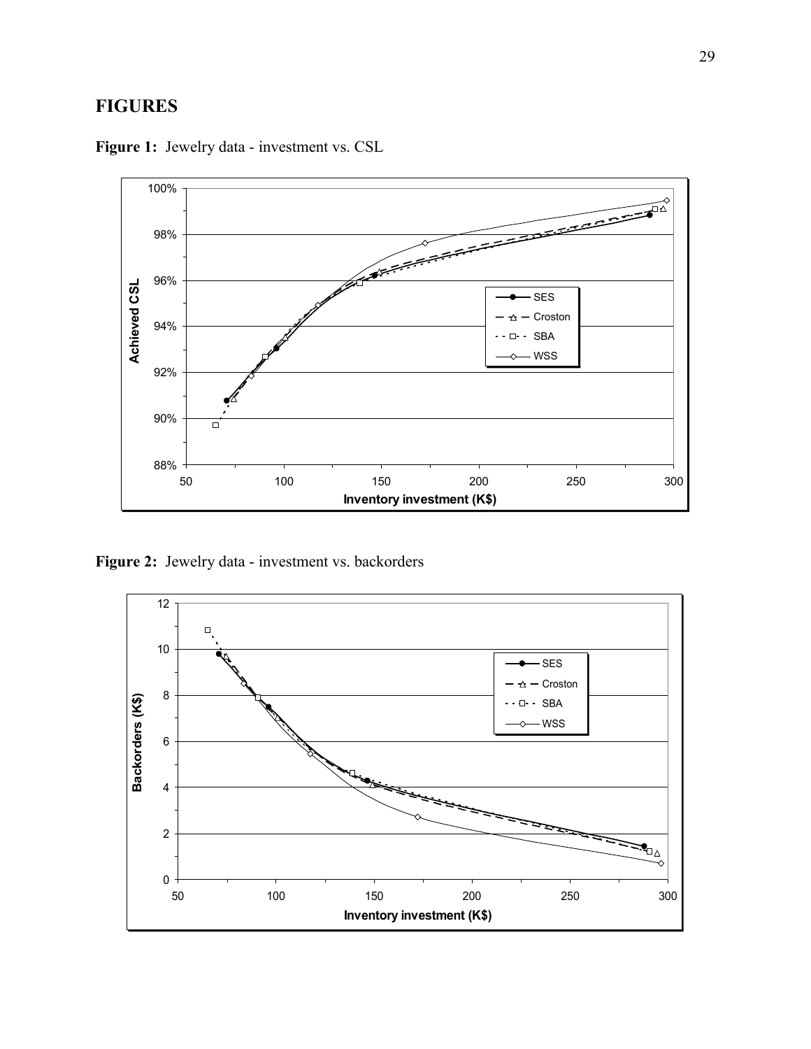## FIGURES

**Figure 1:** Jewelry data - investment vs. CSL

**Figure 2:** Jewelry data - investment vs. backorders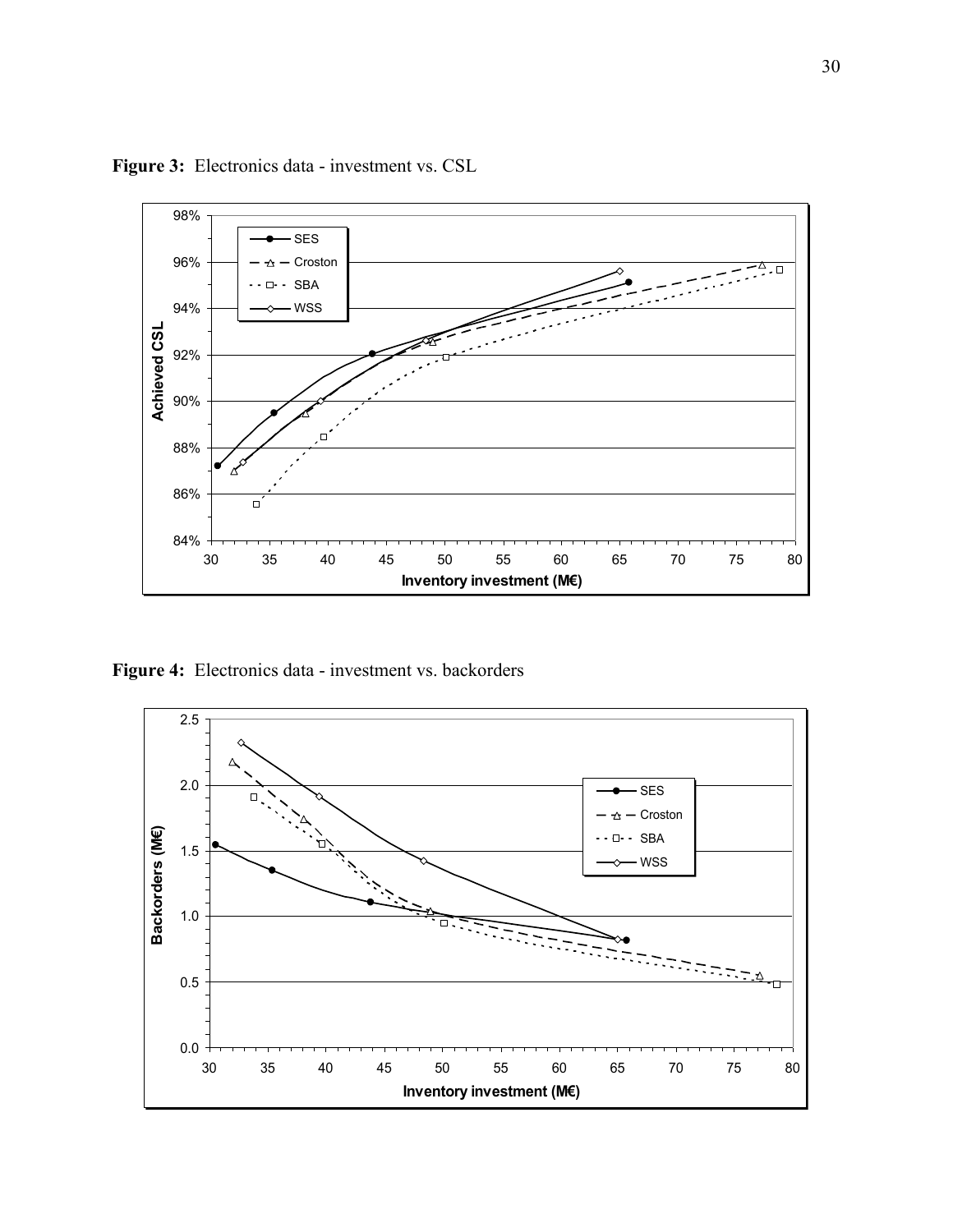**Figure 3:** Electronics data - investment vs. CSL

98%
96%
94%
92%
90%
88%
86%
84%

Achieved CSL

SES
Croston
SBA
WSS

30 35 40 45 50 55 60 65 70 75 80

Inventory investment (M€)

**Figure 4:** Electronics data - investment vs. backorders

2.5
2.0
1.5
1.0
0.5
0.0

Backorders (M€)

SES
Croston
SBA
WSS

30 35 40 45 50 55 60 65 70 75 80

Inventory investment (M€)